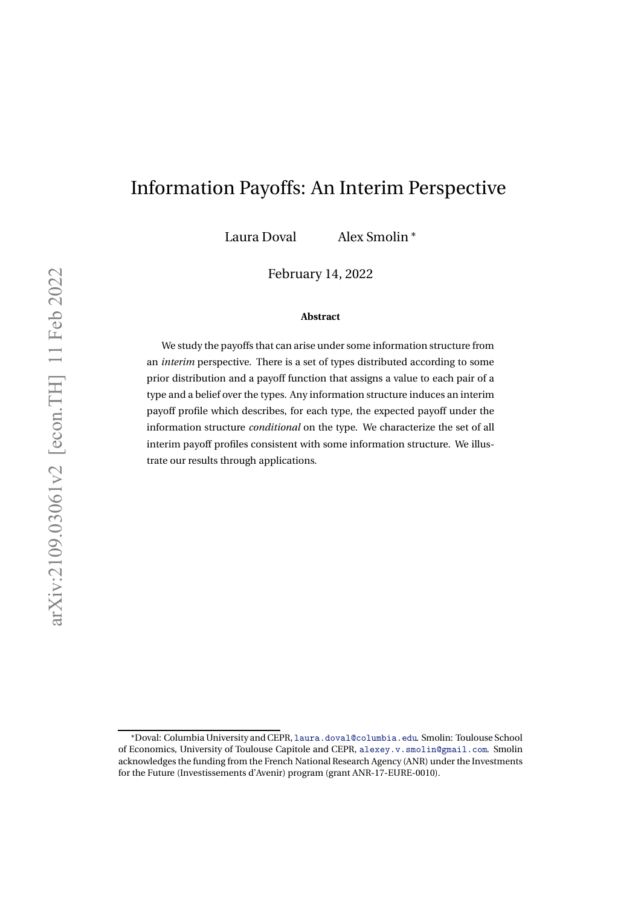# Information Payoffs: An Interim Perspective

Laura Doval    Alex Smolin [*]

February 14, 2022

**Abstract**

We study the payoffs that can arise under some information structure from an *interim* perspective. There is a set of types distributed according to some prior distribution and a payoff function that assigns a value to each pair of a type and a belief over the types. Any information structure induces an interim payoff profile which describes, for each type, the expected payoff under the information structure *conditional* on the type. We characterize the set of all interim payoff profiles consistent with some information structure. We illustrate our results through applications.

---

[*]Doval: Columbia University and CEPR, laura.doval@columbia.edu. Smolin: Toulouse School of Economics, University of Toulouse Capitole and CEPR, alexey.v.smolin@gmail.com. Smolin acknowledges the funding from the French National Research Agency (ANR) under the Investments for the Future (Investissements d'Avenir) program (grant ANR-17-EURE-0010).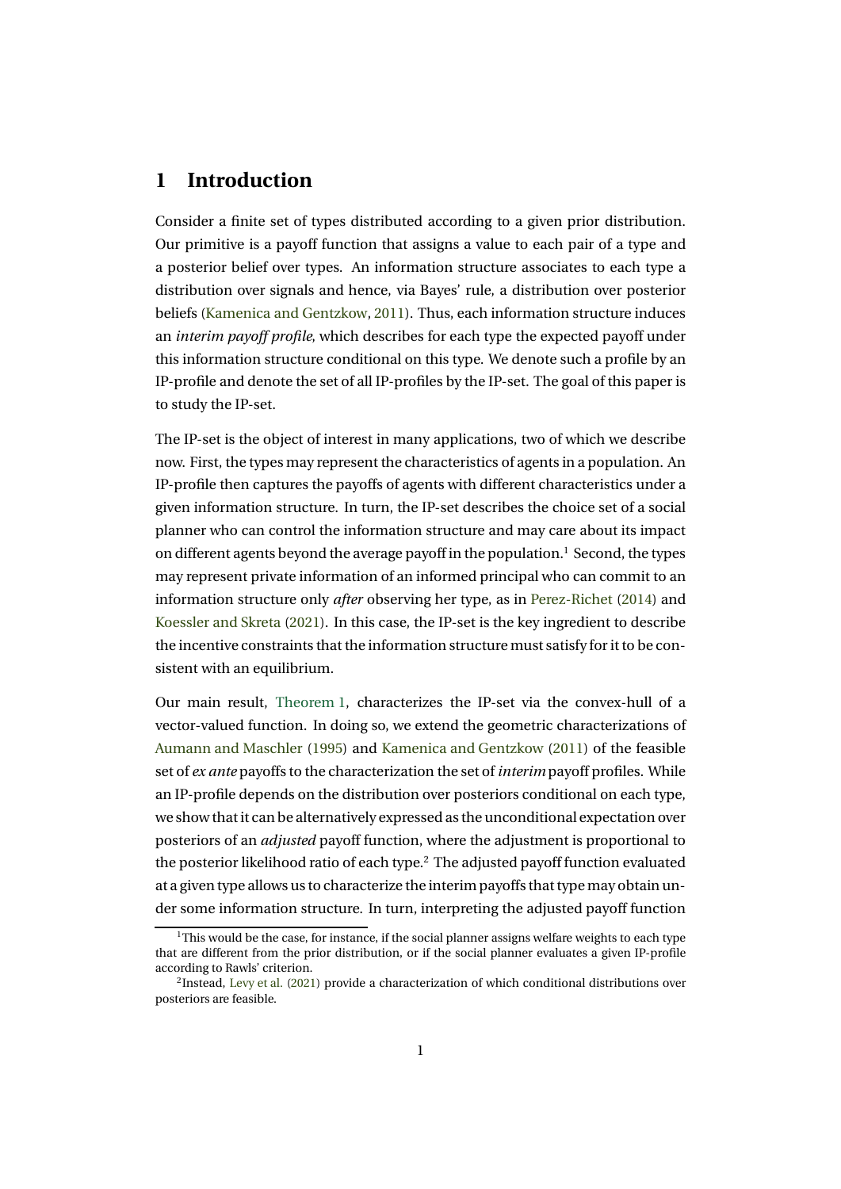# 1 Introduction

Consider a finite set of types distributed according to a given prior distribution. Our primitive is a payoff function that assigns a value to each pair of a type and a posterior belief over types. An information structure associates to each type a distribution over signals and hence, via Bayes' rule, a distribution over posterior beliefs (Kamenica and Gentzkow, 2011). Thus, each information structure induces an *interim payoff profile*, which describes for each type the expected payoff under this information structure conditional on this type. We denote such a profile by an IP-profile and denote the set of all IP-profiles by the IP-set. The goal of this paper is to study the IP-set.

The IP-set is the object of interest in many applications, two of which we describe now. First, the types may represent the characteristics of agents in a population. An IP-profile then captures the payoffs of agents with different characteristics under a given information structure. In turn, the IP-set describes the choice set of a social planner who can control the information structure and may care about its impact on different agents beyond the average payoff in the population.[1] Second, the types may represent private information of an informed principal who can commit to an information structure only *after* observing her type, as in Perez-Richet (2014) and Koessler and Skreta (2021). In this case, the IP-set is the key ingredient to describe the incentive constraints that the information structure must satisfy for it to be consistent with an equilibrium.

Our main result, Theorem 1, characterizes the IP-set via the convex-hull of a vector-valued function. In doing so, we extend the geometric characterizations of Aumann and Maschler (1995) and Kamenica and Gentzkow (2011) of the feasible set of *ex ante* payoffs to the characterization the set of *interim* payoff profiles. While an IP-profile depends on the distribution over posteriors conditional on each type, we show that it can be alternatively expressed as the unconditional expectation over posteriors of an *adjusted* payoff function, where the adjustment is proportional to the posterior likelihood ratio of each type.[2] The adjusted payoff function evaluated at a given type allows us to characterize the interim payoffs that type may obtain under some information structure. In turn, interpreting the adjusted payoff function

[1] This would be the case, for instance, if the social planner assigns welfare weights to each type that are different from the prior distribution, or if the social planner evaluates a given IP-profile according to Rawls' criterion.

[2] Instead, Levy et al. (2021) provide a characterization of which conditional distributions over posteriors are feasible.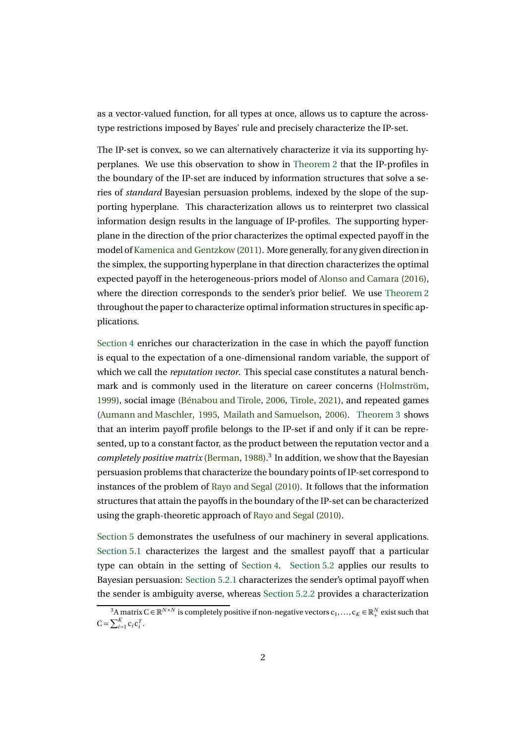as a vector-valued function, for all types at once, allows us to capture the across-type restrictions imposed by Bayes' rule and precisely characterize the IP-set.

The IP-set is convex, so we can alternatively characterize it via its supporting hyperplanes. We use this observation to show in Theorem 2 that the IP-profiles in the boundary of the IP-set are induced by information structures that solve a series of *standard* Bayesian persuasion problems, indexed by the slope of the supporting hyperplane. This characterization allows us to reinterpret two classical information design results in the language of IP-profiles. The supporting hyperplane in the direction of the prior characterizes the optimal expected payoff in the model of Kamenica and Gentzkow (2011). More generally, for any given direction in the simplex, the supporting hyperplane in that direction characterizes the optimal expected payoff in the heterogeneous-priors model of Alonso and Camara (2016), where the direction corresponds to the sender's prior belief. We use Theorem 2 throughout the paper to characterize optimal information structures in specific applications.

Section 4 enriches our characterization in the case in which the payoff function is equal to the expectation of a one-dimensional random variable, the support of which we call the *reputation vector*. This special case constitutes a natural benchmark and is commonly used in the literature on career concerns (Holmström, 1999), social image (Bénabou and Tirole, 2006, Tirole, 2021), and repeated games (Aumann and Maschler, 1995, Mailath and Samuelson, 2006). Theorem 3 shows that an interim payoff profile belongs to the IP-set if and only if it can be represented, up to a constant factor, as the product between the reputation vector and a *completely positive matrix* (Berman, 1988).[3] In addition, we show that the Bayesian persuasion problems that characterize the boundary points of IP-set correspond to instances of the problem of Rayo and Segal (2010). It follows that the information structures that attain the payoffs in the boundary of the IP-set can be characterized using the graph-theoretic approach of Rayo and Segal (2010).

Section 5 demonstrates the usefulness of our machinery in several applications. Section 5.1 characterizes the largest and the smallest payoff that a particular type can obtain in the setting of Section 4. Section 5.2 applies our results to Bayesian persuasion: Section 5.2.1 characterizes the sender's optimal payoff when the sender is ambiguity averse, whereas Section 5.2.2 provides a characterization

[3] A matrix $C \in \mathbb{R}^{N \times N}$ is completely positive if non-negative vectors $c_1, \ldots, c_K \in \mathbb{R}^N_+$ exist such that $C = \sum_{i=1}^{K} c_i c_i^T$.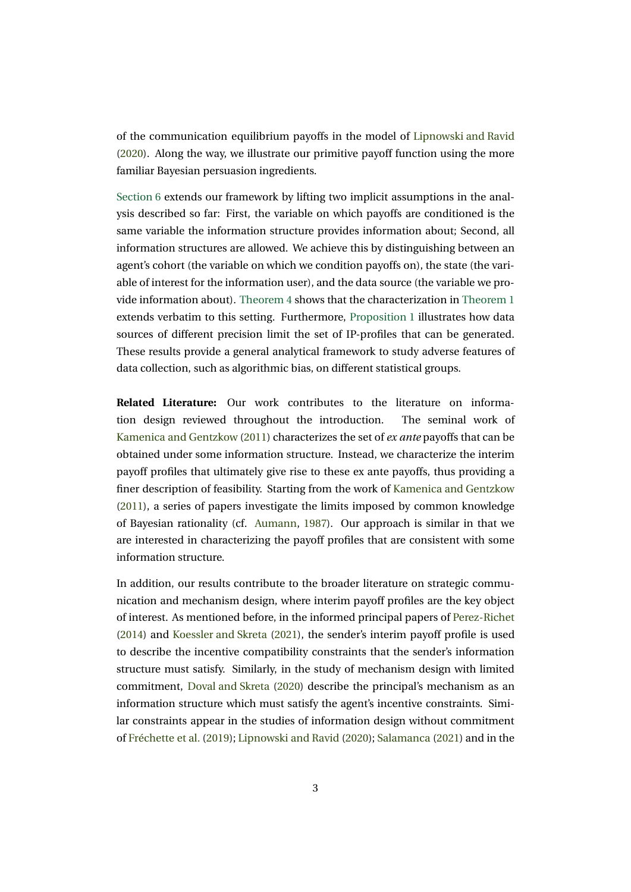of the communication equilibrium payoffs in the model of Lipnowski and Ravid (2020). Along the way, we illustrate our primitive payoff function using the more familiar Bayesian persuasion ingredients.

Section 6 extends our framework by lifting two implicit assumptions in the analysis described so far: First, the variable on which payoffs are conditioned is the same variable the information structure provides information about; Second, all information structures are allowed. We achieve this by distinguishing between an agent's cohort (the variable on which we condition payoffs on), the state (the variable of interest for the information user), and the data source (the variable we provide information about). Theorem 4 shows that the characterization in Theorem 1 extends verbatim to this setting. Furthermore, Proposition 1 illustrates how data sources of different precision limit the set of IP-profiles that can be generated. These results provide a general analytical framework to study adverse features of data collection, such as algorithmic bias, on different statistical groups.

**Related Literature:** Our work contributes to the literature on information design reviewed throughout the introduction. The seminal work of Kamenica and Gentzkow (2011) characterizes the set of *ex ante* payoffs that can be obtained under some information structure. Instead, we characterize the interim payoff profiles that ultimately give rise to these ex ante payoffs, thus providing a finer description of feasibility. Starting from the work of Kamenica and Gentzkow (2011), a series of papers investigate the limits imposed by common knowledge of Bayesian rationality (cf. Aumann, 1987). Our approach is similar in that we are interested in characterizing the payoff profiles that are consistent with some information structure.

In addition, our results contribute to the broader literature on strategic communication and mechanism design, where interim payoff profiles are the key object of interest. As mentioned before, in the informed principal papers of Perez-Richet (2014) and Koessler and Skreta (2021), the sender's interim payoff profile is used to describe the incentive compatibility constraints that the sender's information structure must satisfy. Similarly, in the study of mechanism design with limited commitment, Doval and Skreta (2020) describe the principal's mechanism as an information structure which must satisfy the agent's incentive constraints. Similar constraints appear in the studies of information design without commitment of Fréchette et al. (2019); Lipnowski and Ravid (2020); Salamanca (2021) and in the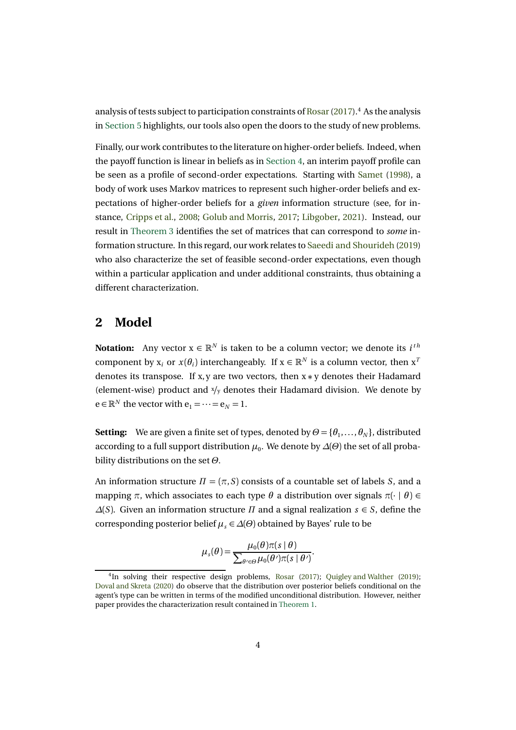analysis of tests subject to participation constraints of Rosar (2017).[4] As the analysis in Section 5 highlights, our tools also open the doors to the study of new problems.

Finally, our work contributes to the literature on higher-order beliefs. Indeed, when the payoff function is linear in beliefs as in Section 4, an interim payoff profile can be seen as a profile of second-order expectations. Starting with Samet (1998), a body of work uses Markov matrices to represent such higher-order beliefs and expectations of higher-order beliefs for a *given* information structure (see, for instance, Cripps et al., 2008; Golub and Morris, 2017; Libgober, 2021). Instead, our result in Theorem 3 identifies the set of matrices that can correspond to *some* information structure. In this regard, our work relates to Saeedi and Shourideh (2019) who also characterize the set of feasible second-order expectations, even though within a particular application and under additional constraints, thus obtaining a different characterization.

## 2 Model

**Notation:** Any vector $\mathrm{x} \in \mathbb{R}^N$ is taken to be a column vector; we denote its $i^{th}$ component by $\mathrm{x}_i$ or $x(\theta_i)$ interchangeably. If $\mathrm{x} \in \mathbb{R}^N$ is a column vector, then $\mathrm{x}^T$ denotes its transpose. If $\mathrm{x}, \mathrm{y}$ are two vectors, then $\mathrm{x} * \mathrm{y}$ denotes their Hadamard (element-wise) product and $\mathrm{x}/\mathrm{y}$ denotes their Hadamard division. We denote by $\mathrm{e} \in \mathbb{R}^N$ the vector with $\mathrm{e}_1 = \dots = \mathrm{e}_N = 1$.

**Setting:** We are given a finite set of types, denoted by $\Theta = \{\theta_1, \dots, \theta_N\}$, distributed according to a full support distribution $\mu_0$. We denote by $\Delta(\Theta)$ the set of all probability distributions on the set $\Theta$.

An information structure $\Pi = (\pi, S)$ consists of a countable set of labels $S$, and a mapping $\pi$, which associates to each type $\theta$ a distribution over signals $\pi(\cdot \mid \theta) \in \Delta(S)$. Given an information structure $\Pi$ and a signal realization $s \in S$, define the corresponding posterior belief $\mu_s \in \Delta(\Theta)$ obtained by Bayes' rule to be

$$\mu_s(\theta) = \frac{\mu_0(\theta)\pi(s \mid \theta)}{\sum_{\theta' \in \Theta} \mu_0(\theta')\pi(s \mid \theta')}.$$

[4] In solving their respective design problems, Rosar (2017); Quigley and Walther (2019); Doval and Skreta (2020) do observe that the distribution over posterior beliefs conditional on the agent's type can be written in terms of the modified unconditional distribution. However, neither paper provides the characterization result contained in Theorem 1.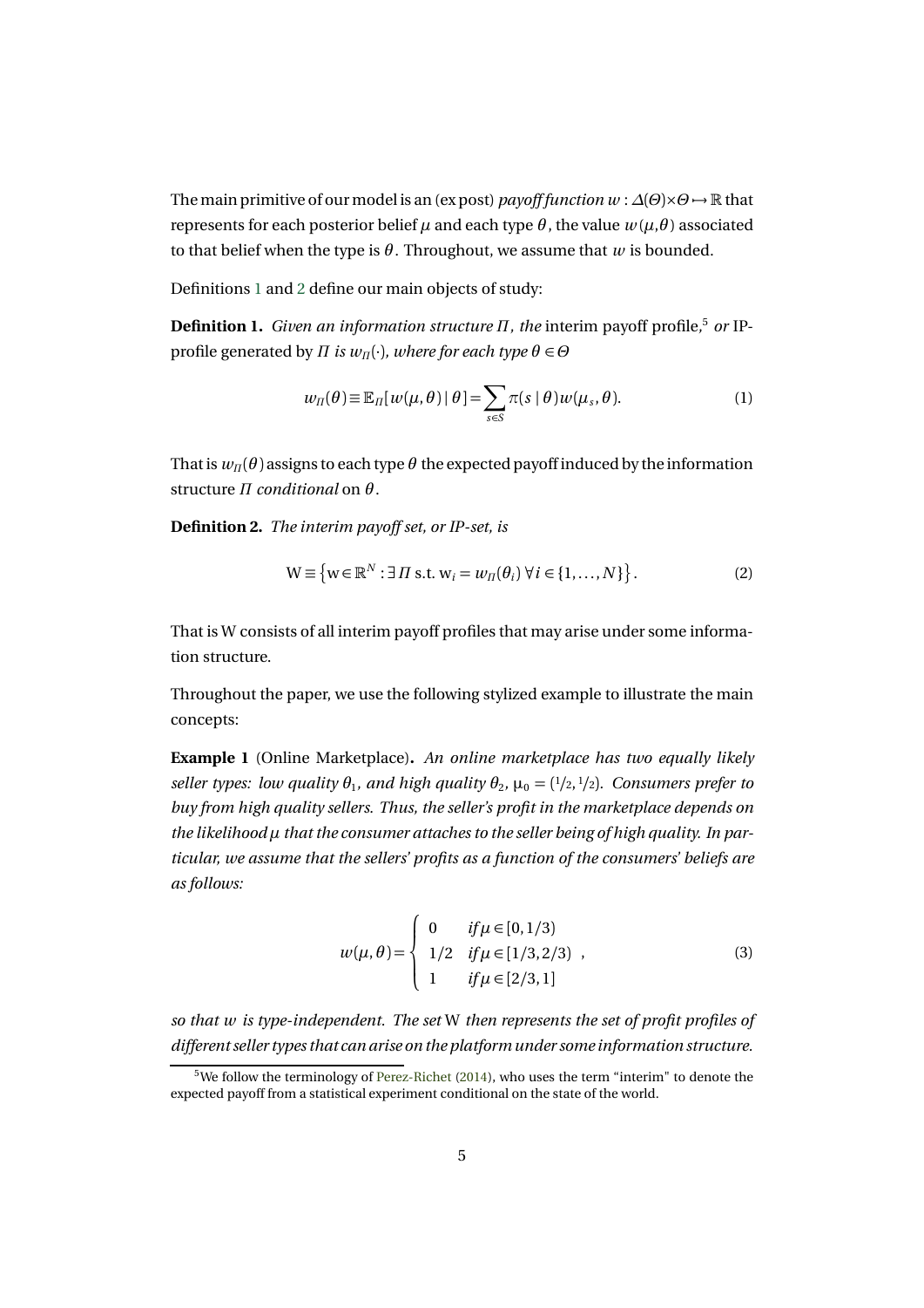The main primitive of our model is an (ex post) *payoff function* $w : \Delta(\Theta) \times \Theta \mapsto \mathbb{R}$ that represents for each posterior belief $\mu$ and each type $\theta$, the value $w(\mu,\theta)$ associated to that belief when the type is $\theta$. Throughout, we assume that $w$ is bounded.

Definitions 1 and 2 define our main objects of study:

**Definition 1.** *Given an information structure $\Pi$, the* interim payoff profile,[5] *or* IP-profile generated by $\Pi$ *is $w_\Pi(\cdot)$, where for each type $\theta \in \Theta$*

$$w_\Pi(\theta) \equiv \mathbb{E}_\Pi[w(\mu,\theta) \mid \theta] = \sum_{s \in S} \pi(s \mid \theta) w(\mu_s, \theta). \tag{1}$$

That is $w_\Pi(\theta)$ assigns to each type $\theta$ the expected payoff induced by the information structure $\Pi$ *conditional* on $\theta$.

**Definition 2.** *The interim payoff set, or IP-set, is*

$$\mathrm{W} \equiv \left\{ \mathrm{w} \in \mathbb{R}^N : \exists\, \Pi \text{ s.t. } \mathrm{w}_i = w_\Pi(\theta_i)\ \forall i \in \{1, \dots, N\} \right\}. \tag{2}$$

That is W consists of all interim payoff profiles that may arise under some information structure.

Throughout the paper, we use the following stylized example to illustrate the main concepts:

**Example 1** (Online Marketplace)**.** *An online marketplace has two equally likely seller types: low quality $\theta_1$, and high quality $\theta_2$, $\mu_0 = (1/2, 1/2)$. Consumers prefer to buy from high quality sellers. Thus, the seller's profit in the marketplace depends on the likelihood $\mu$ that the consumer attaches to the seller being of high quality. In particular, we assume that the sellers' profits as a function of the consumers' beliefs are as follows:*

$$w(\mu,\theta) = \begin{cases} 0 & \text{if } \mu \in [0, 1/3) \\ 1/2 & \text{if } \mu \in [1/3, 2/3) \\ 1 & \text{if } \mu \in [2/3, 1] \end{cases}, \tag{3}$$

*so that $w$ is type-independent. The set* W *then represents the set of profit profiles of different seller types that can arise on the platform under some information structure.*

[5] We follow the terminology of Perez-Richet (2014), who uses the term "interim" to denote the expected payoff from a statistical experiment conditional on the state of the world.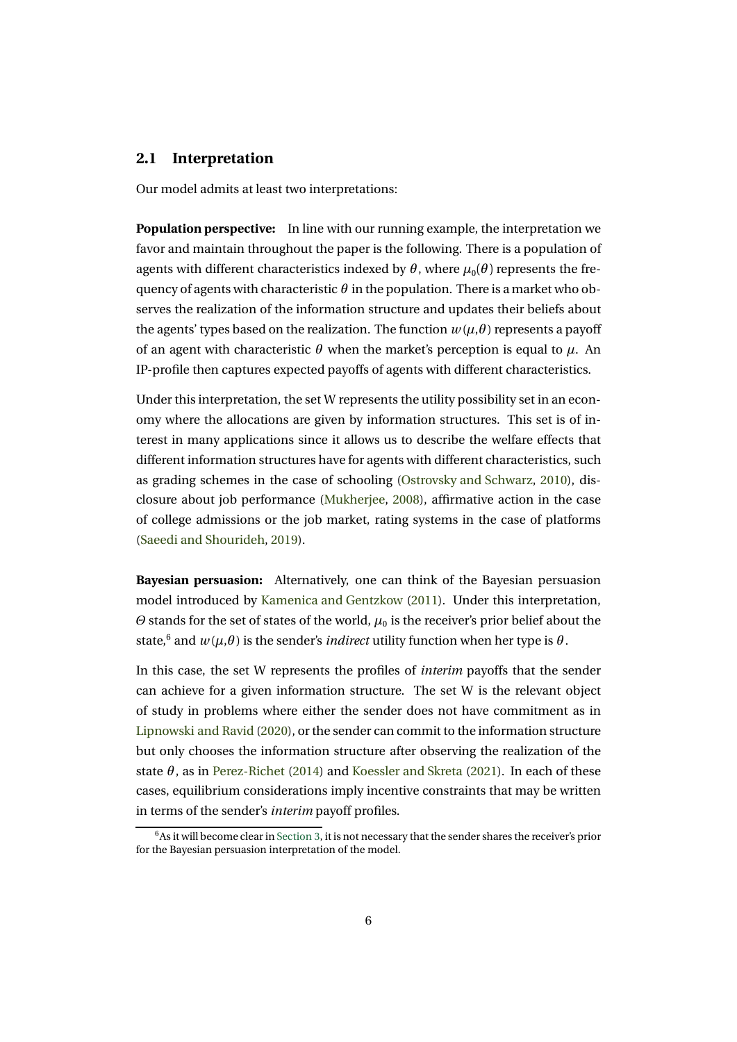## 2.1 Interpretation

Our model admits at least two interpretations:

**Population perspective:** In line with our running example, the interpretation we favor and maintain throughout the paper is the following. There is a population of agents with different characteristics indexed by $\theta$, where $\mu_0(\theta)$ represents the frequency of agents with characteristic $\theta$ in the population. There is a market who observes the realization of the information structure and updates their beliefs about the agents' types based on the realization. The function $w(\mu,\theta)$ represents a payoff of an agent with characteristic $\theta$ when the market's perception is equal to $\mu$. An IP-profile then captures expected payoffs of agents with different characteristics.

Under this interpretation, the set W represents the utility possibility set in an economy where the allocations are given by information structures. This set is of interest in many applications since it allows us to describe the welfare effects that different information structures have for agents with different characteristics, such as grading schemes in the case of schooling (Ostrovsky and Schwarz, 2010), disclosure about job performance (Mukherjee, 2008), affirmative action in the case of college admissions or the job market, rating systems in the case of platforms (Saeedi and Shourideh, 2019).

**Bayesian persuasion:** Alternatively, one can think of the Bayesian persuasion model introduced by Kamenica and Gentzkow (2011). Under this interpretation, $\Theta$ stands for the set of states of the world, $\mu_0$ is the receiver's prior belief about the state,[6] and $w(\mu,\theta)$ is the sender's *indirect* utility function when her type is $\theta$.

In this case, the set W represents the profiles of *interim* payoffs that the sender can achieve for a given information structure. The set W is the relevant object of study in problems where either the sender does not have commitment as in Lipnowski and Ravid (2020), or the sender can commit to the information structure but only chooses the information structure after observing the realization of the state $\theta$, as in Perez-Richet (2014) and Koessler and Skreta (2021). In each of these cases, equilibrium considerations imply incentive constraints that may be written in terms of the sender's *interim* payoff profiles.

[6] As it will become clear in Section 3, it is not necessary that the sender shares the receiver's prior for the Bayesian persuasion interpretation of the model.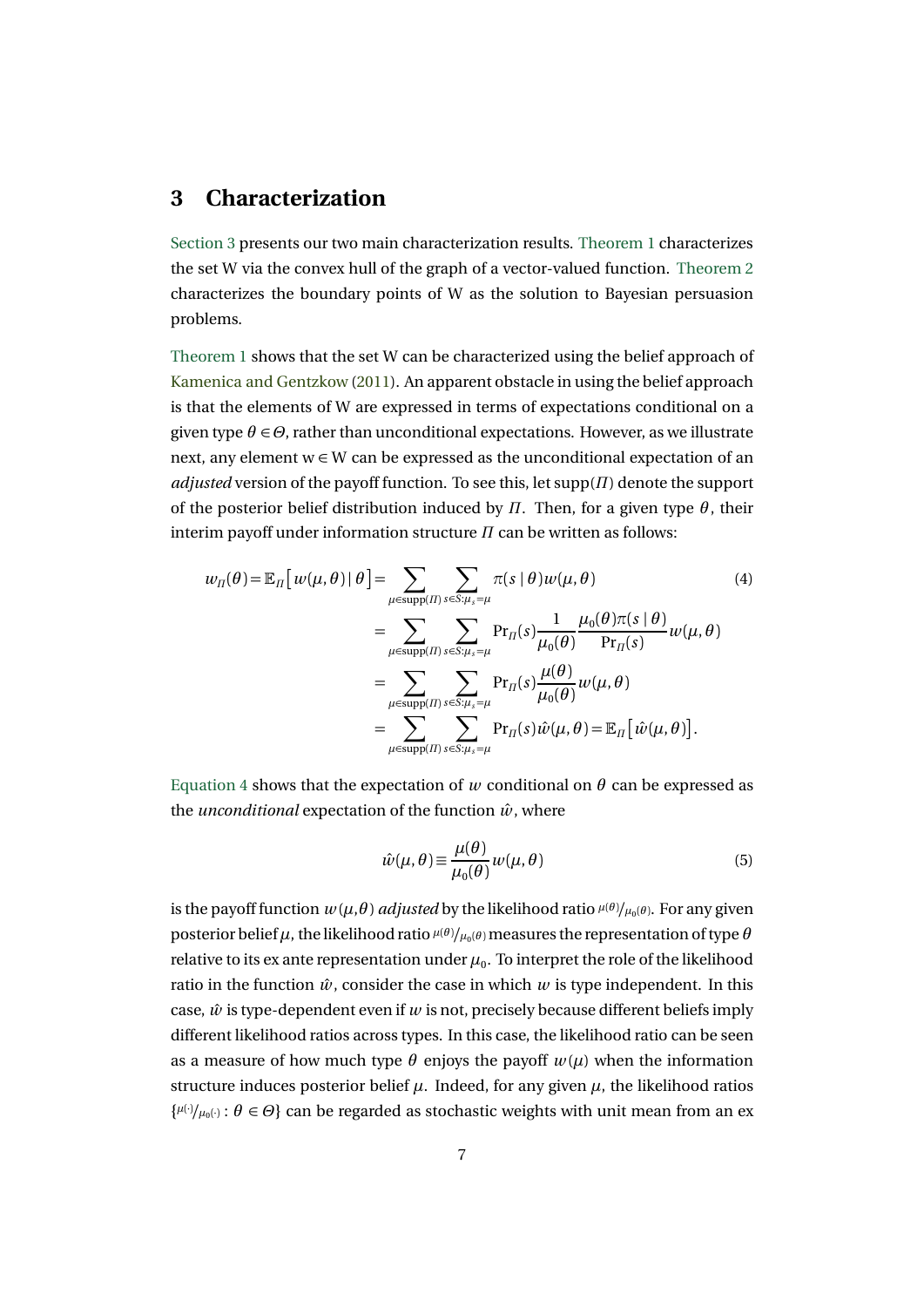## 3 Characterization

Section 3 presents our two main characterization results. Theorem 1 characterizes the set W via the convex hull of the graph of a vector-valued function. Theorem 2 characterizes the boundary points of W as the solution to Bayesian persuasion problems.

Theorem 1 shows that the set W can be characterized using the belief approach of Kamenica and Gentzkow (2011). An apparent obstacle in using the belief approach is that the elements of W are expressed in terms of expectations conditional on a given type $\theta \in \Theta$, rather than unconditional expectations. However, as we illustrate next, any element $\mathrm{w} \in \mathrm{W}$ can be expressed as the unconditional expectation of an *adjusted* version of the payoff function. To see this, let $\mathrm{supp}(\Pi)$ denote the support of the posterior belief distribution induced by $\Pi$. Then, for a given type $\theta$, their interim payoff under information structure $\Pi$ can be written as follows:

$$
\begin{aligned}
w_{\Pi}(\theta) = \mathbb{E}_{\Pi}\left[w(\mu,\theta) \mid \theta\right] &= \sum_{\mu \in \mathrm{supp}(\Pi)} \sum_{s \in S: \mu_s = \mu} \pi(s \mid \theta) w(\mu,\theta) \qquad (4)\\
&= \sum_{\mu \in \mathrm{supp}(\Pi)} \sum_{s \in S: \mu_s = \mu} \Pr_{\Pi}(s) \frac{1}{\mu_0(\theta)} \frac{\mu_0(\theta)\pi(s \mid \theta)}{\Pr_{\Pi}(s)} w(\mu,\theta)\\
&= \sum_{\mu \in \mathrm{supp}(\Pi)} \sum_{s \in S: \mu_s = \mu} \Pr_{\Pi}(s) \frac{\mu(\theta)}{\mu_0(\theta)} w(\mu,\theta)\\
&= \sum_{\mu \in \mathrm{supp}(\Pi)} \sum_{s \in S: \mu_s = \mu} \Pr_{\Pi}(s) \hat{w}(\mu,\theta) = \mathbb{E}_{\Pi}\left[\hat{w}(\mu,\theta)\right].
\end{aligned}
$$

Equation 4 shows that the expectation of $w$ conditional on $\theta$ can be expressed as the *unconditional* expectation of the function $\hat{w}$, where

$$
\hat{w}(\mu,\theta) \equiv \frac{\mu(\theta)}{\mu_0(\theta)} w(\mu,\theta) \qquad (5)
$$

is the payoff function $w(\mu,\theta)$ *adjusted* by the likelihood ratio $\mu(\theta)/\mu_0(\theta)$. For any given posterior belief $\mu$, the likelihood ratio $\mu(\theta)/\mu_0(\theta)$ measures the representation of type $\theta$ relative to its ex ante representation under $\mu_0$. To interpret the role of the likelihood ratio in the function $\hat{w}$, consider the case in which $w$ is type independent. In this case, $\hat{w}$ is type-dependent even if $w$ is not, precisely because different beliefs imply different likelihood ratios across types. In this case, the likelihood ratio can be seen as a measure of how much type $\theta$ enjoys the payoff $w(\mu)$ when the information structure induces posterior belief $\mu$. Indeed, for any given $\mu$, the likelihood ratios $\{\mu(\cdot)/\mu_0(\cdot) : \theta \in \Theta\}$ can be regarded as stochastic weights with unit mean from an ex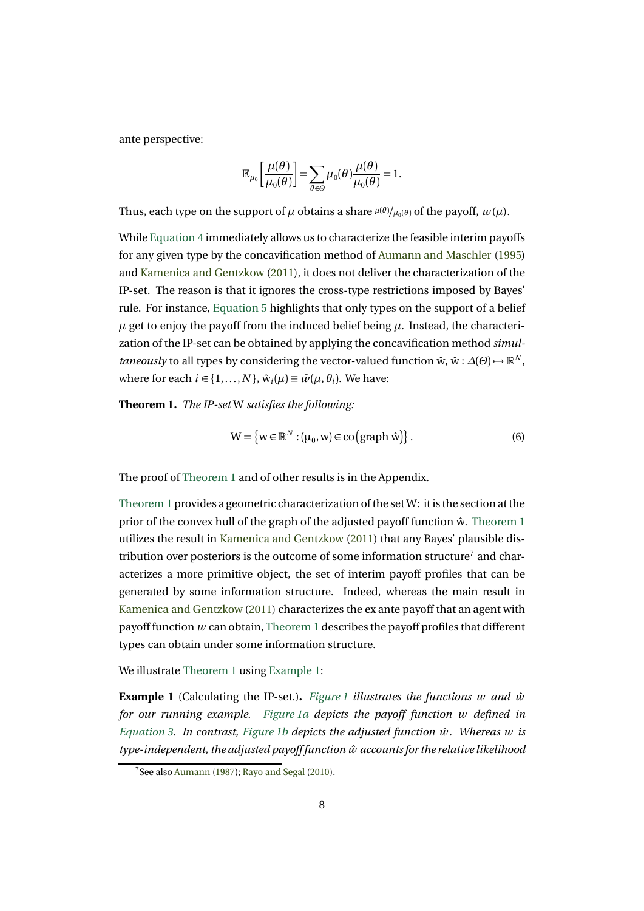ante perspective:

$$\mathbb{E}_{\mu_0}\left[\frac{\mu(\theta)}{\mu_0(\theta)}\right] = \sum_{\theta\in\Theta} \mu_0(\theta)\frac{\mu(\theta)}{\mu_0(\theta)} = 1.$$

Thus, each type on the support of $\mu$ obtains a share ${}^{\mu(\theta)}/_{\mu_0(\theta)}$ of the payoff, $w(\mu)$.

While Equation 4 immediately allows us to characterize the feasible interim payoffs for any given type by the concavification method of Aumann and Maschler (1995) and Kamenica and Gentzkow (2011), it does not deliver the characterization of the IP-set. The reason is that it ignores the cross-type restrictions imposed by Bayes' rule. For instance, Equation 5 highlights that only types on the support of a belief $\mu$ get to enjoy the payoff from the induced belief being $\mu$. Instead, the characterization of the IP-set can be obtained by applying the concavification method *simultaneously* to all types by considering the vector-valued function $\hat{\mathrm{w}}$, $\hat{\mathrm{w}}: \Delta(\Theta) \mapsto \mathbb{R}^N$, where for each $i \in \{1, \ldots, N\}$, $\hat{\mathrm{w}}_i(\mu) \equiv \hat{w}(\mu, \theta_i)$. We have:

**Theorem 1.** *The IP-set* $\mathrm{W}$ *satisfies the following:*

$$\mathrm{W} = \left\{\mathrm{w} \in \mathbb{R}^N : (\mu_0, \mathrm{w}) \in \mathrm{co}\left(\mathrm{graph}\ \hat{\mathrm{w}}\right)\right\}. \tag{6}$$

The proof of Theorem 1 and of other results is in the Appendix.

Theorem 1 provides a geometric characterization of the set $\mathrm{W}$: it is the section at the prior of the convex hull of the graph of the adjusted payoff function $\hat{\mathrm{w}}$. Theorem 1 utilizes the result in Kamenica and Gentzkow (2011) that any Bayes' plausible distribution over posteriors is the outcome of some information structure[7] and characterizes a more primitive object, the set of interim payoff profiles that can be generated by some information structure. Indeed, whereas the main result in Kamenica and Gentzkow (2011) characterizes the ex ante payoff that an agent with payoff function $w$ can obtain, Theorem 1 describes the payoff profiles that different types can obtain under some information structure.

We illustrate Theorem 1 using Example 1:

**Example 1** (Calculating the IP-set.)**.** *Figure 1 illustrates the functions $w$ and $\hat{w}$ for our running example. Figure 1a depicts the payoff function $w$ defined in Equation 3. In contrast, Figure 1b depicts the adjusted function $\hat{w}$. Whereas $w$ is type-independent, the adjusted payoff function $\hat{w}$ accounts for the relative likelihood*

[7] See also Aumann (1987); Rayo and Segal (2010).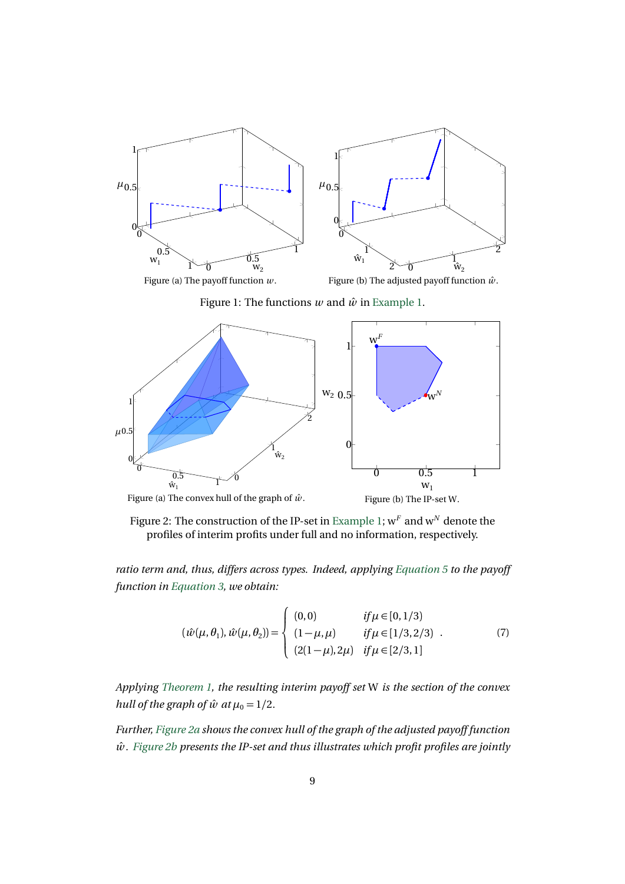Figure (a) The payoff function $w$.

Figure (b) The adjusted payoff function $\hat{w}$.

Figure 1: The functions $w$ and $\hat{w}$ in Example 1.

Figure (a) The convex hull of the graph of $\hat{w}$.

Figure (b) The IP-set W.

Figure 2: The construction of the IP-set in Example 1; $w^F$ and $w^N$ denote the profiles of interim profits under full and no information, respectively.

*ratio term and, thus, differs across types. Indeed, applying Equation 5 to the payoff function in Equation 3, we obtain:*

$$(\hat{w}(\mu,\theta_1), \hat{w}(\mu,\theta_2)) = \begin{cases} (0,0) & \text{if } \mu \in [0,1/3) \\ (1-\mu,\mu) & \text{if } \mu \in [1/3,2/3) \\ (2(1-\mu),2\mu) & \text{if } \mu \in [2/3,1] \end{cases} . \tag{7}$$

*Applying Theorem 1, the resulting interim payoff set* W *is the section of the convex hull of the graph of* $\hat{w}$ *at* $\mu_0 = 1/2$.

*Further, Figure 2a shows the convex hull of the graph of the adjusted payoff function* $\hat{w}$. *Figure 2b presents the IP-set and thus illustrates which profit profiles are jointly*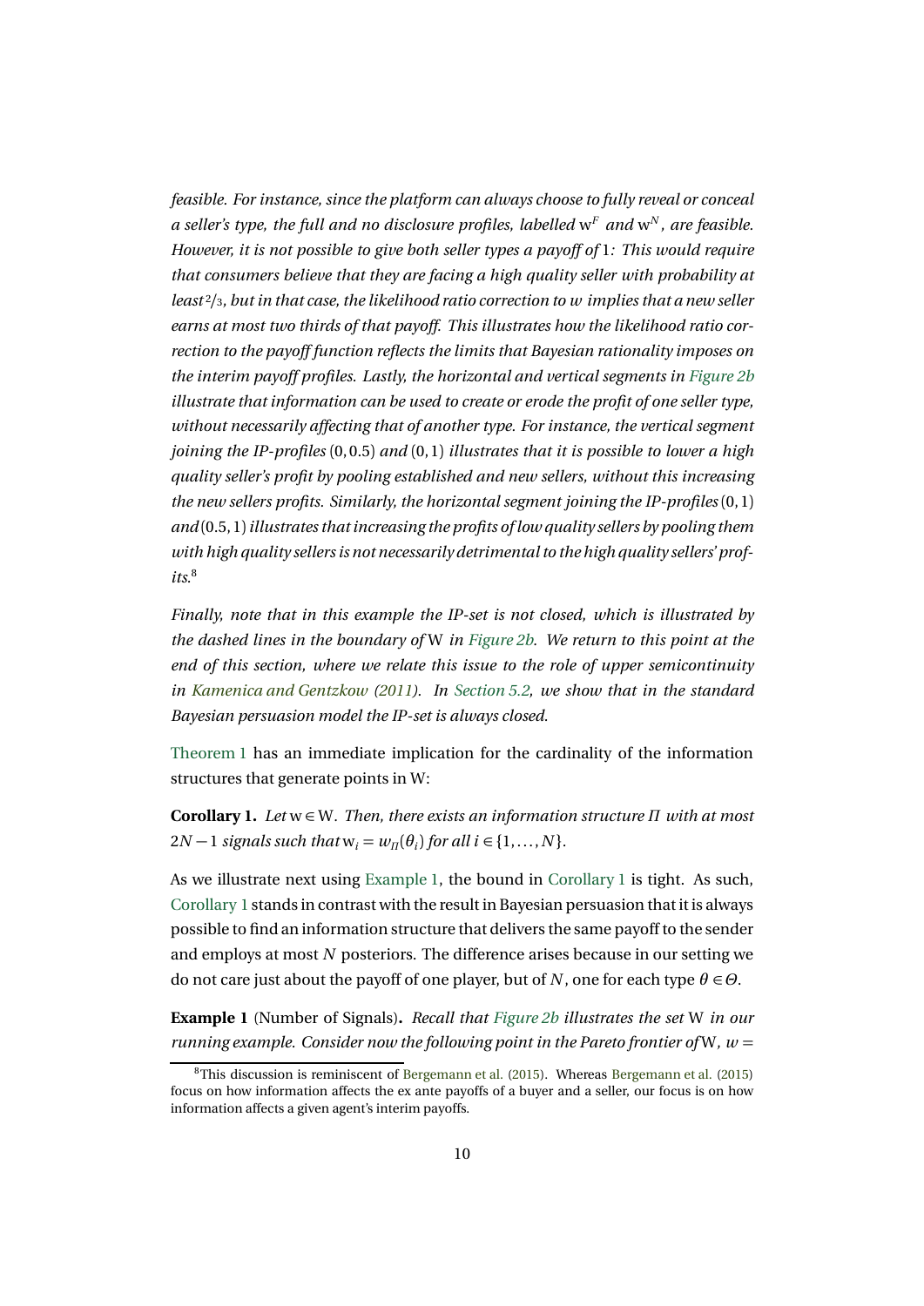*feasible. For instance, since the platform can always choose to fully reveal or conceal a seller's type, the full and no disclosure profiles, labelled* $\mathrm{w}^F$ *and* $\mathrm{w}^N$*, are feasible. However, it is not possible to give both seller types a payoff of* 1*: This would require that consumers believe that they are facing a high quality seller with probability at least* $2/3$*, but in that case, the likelihood ratio correction to* $w$ *implies that a new seller earns at most two thirds of that payoff. This illustrates how the likelihood ratio correction to the payoff function reflects the limits that Bayesian rationality imposes on the interim payoff profiles. Lastly, the horizontal and vertical segments in Figure 2b illustrate that information can be used to create or erode the profit of one seller type, without necessarily affecting that of another type. For instance, the vertical segment joining the IP-profiles* $(0, 0.5)$ *and* $(0, 1)$ *illustrates that it is possible to lower a high quality seller's profit by pooling established and new sellers, without this increasing the new sellers profits. Similarly, the horizontal segment joining the IP-profiles* $(0, 1)$ *and* $(0.5, 1)$ *illustrates that increasing the profits of low quality sellers by pooling them with high quality sellers is not necessarily detrimental to the high quality sellers' profits.*[8]

*Finally, note that in this example the IP-set is not closed, which is illustrated by the dashed lines in the boundary of* $\mathrm{W}$ *in Figure 2b. We return to this point at the end of this section, where we relate this issue to the role of upper semicontinuity in Kamenica and Gentzkow (2011). In Section 5.2, we show that in the standard Bayesian persuasion model the IP-set is always closed.*

Theorem 1 has an immediate implication for the cardinality of the information structures that generate points in W:

**Corollary 1.** *Let* $\mathrm{w} \in \mathrm{W}$*. Then, there exists an information structure* $\Pi$ *with at most* $2N - 1$ *signals such that* $\mathrm{w}_i = w_\Pi(\theta_i)$ *for all* $i \in \{1, \ldots, N\}$*.*

As we illustrate next using Example 1, the bound in Corollary 1 is tight. As such, Corollary 1 stands in contrast with the result in Bayesian persuasion that it is always possible to find an information structure that delivers the same payoff to the sender and employs at most $N$ posteriors. The difference arises because in our setting we do not care just about the payoff of one player, but of $N$, one for each type $\theta \in \Theta$.

**Example 1** (Number of Signals)**.** *Recall that Figure 2b illustrates the set* $\mathrm{W}$ *in our running example. Consider now the following point in the Pareto frontier of* $\mathrm{W}$*,* $w =$

[8]This discussion is reminiscent of Bergemann et al. (2015). Whereas Bergemann et al. (2015) focus on how information affects the ex ante payoffs of a buyer and a seller, our focus is on how information affects a given agent's interim payoffs.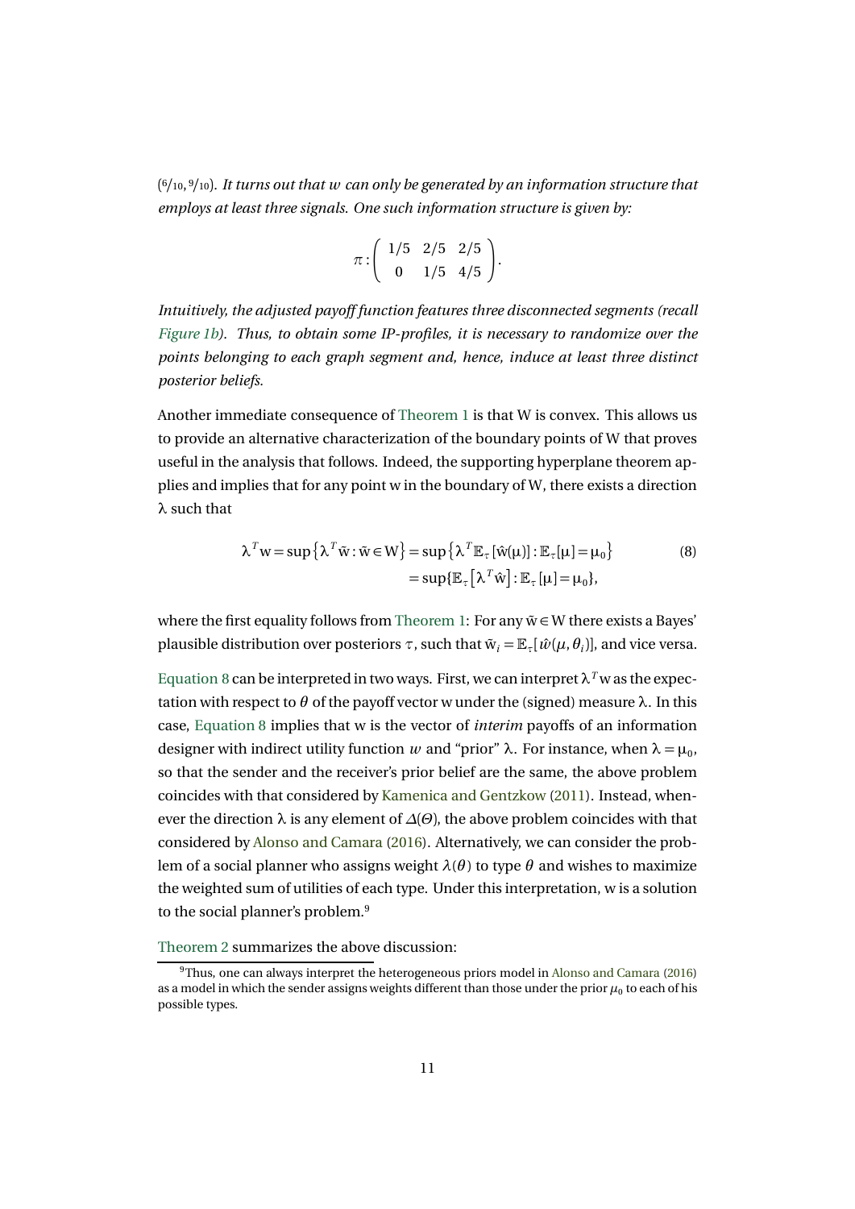$(6/10, 9/10)$. *It turns out that $w$ can only be generated by an information structure that employs at least three signals. One such information structure is given by:*

$$\pi : \begin{pmatrix} 1/5 & 2/5 & 2/5 \\ 0 & 1/5 & 4/5 \end{pmatrix}.$$

*Intuitively, the adjusted payoff function features three disconnected segments (recall Figure 1b). Thus, to obtain some IP-profiles, it is necessary to randomize over the points belonging to each graph segment and, hence, induce at least three distinct posterior beliefs.*

Another immediate consequence of Theorem 1 is that W is convex. This allows us to provide an alternative characterization of the boundary points of W that proves useful in the analysis that follows. Indeed, the supporting hyperplane theorem applies and implies that for any point w in the boundary of W, there exists a direction λ such that

$$\begin{aligned} \lambda^T \mathrm{w} = \sup\left\{\lambda^T \bar{\mathrm{w}} : \bar{\mathrm{w}} \in \mathrm{W}\right\} &= \sup\left\{\lambda^T \mathbb{E}_\tau[\hat{\mathrm{w}}(\mu)] : \mathbb{E}_\tau[\mu] = \mu_0\right\} \\ &= \sup\{\mathbb{E}_\tau\left[\lambda^T \hat{\mathrm{w}}\right] : \mathbb{E}_\tau[\mu] = \mu_0\}, \end{aligned} \tag{8}$$

where the first equality follows from Theorem 1: For any $\bar{\mathrm{w}} \in \mathrm{W}$ there exists a Bayes' plausible distribution over posteriors $\tau$, such that $\bar{\mathrm{w}}_i = \mathbb{E}_\tau[\hat{w}(\mu, \theta_i)]$, and vice versa.

Equation 8 can be interpreted in two ways. First, we can interpret $\lambda^T \mathrm{w}$ as the expectation with respect to $\theta$ of the payoff vector w under the (signed) measure λ. In this case, Equation 8 implies that w is the vector of *interim* payoffs of an information designer with indirect utility function $w$ and "prior" λ. For instance, when $\lambda = \mu_0$, so that the sender and the receiver's prior belief are the same, the above problem coincides with that considered by Kamenica and Gentzkow (2011). Instead, whenever the direction λ is any element of $\Delta(\Theta)$, the above problem coincides with that considered by Alonso and Camara (2016). Alternatively, we can consider the problem of a social planner who assigns weight $\lambda(\theta)$ to type $\theta$ and wishes to maximize the weighted sum of utilities of each type. Under this interpretation, w is a solution to the social planner's problem.[9]

Theorem 2 summarizes the above discussion:

[9] Thus, one can always interpret the heterogeneous priors model in Alonso and Camara (2016) as a model in which the sender assigns weights different than those under the prior $\mu_0$ to each of his possible types.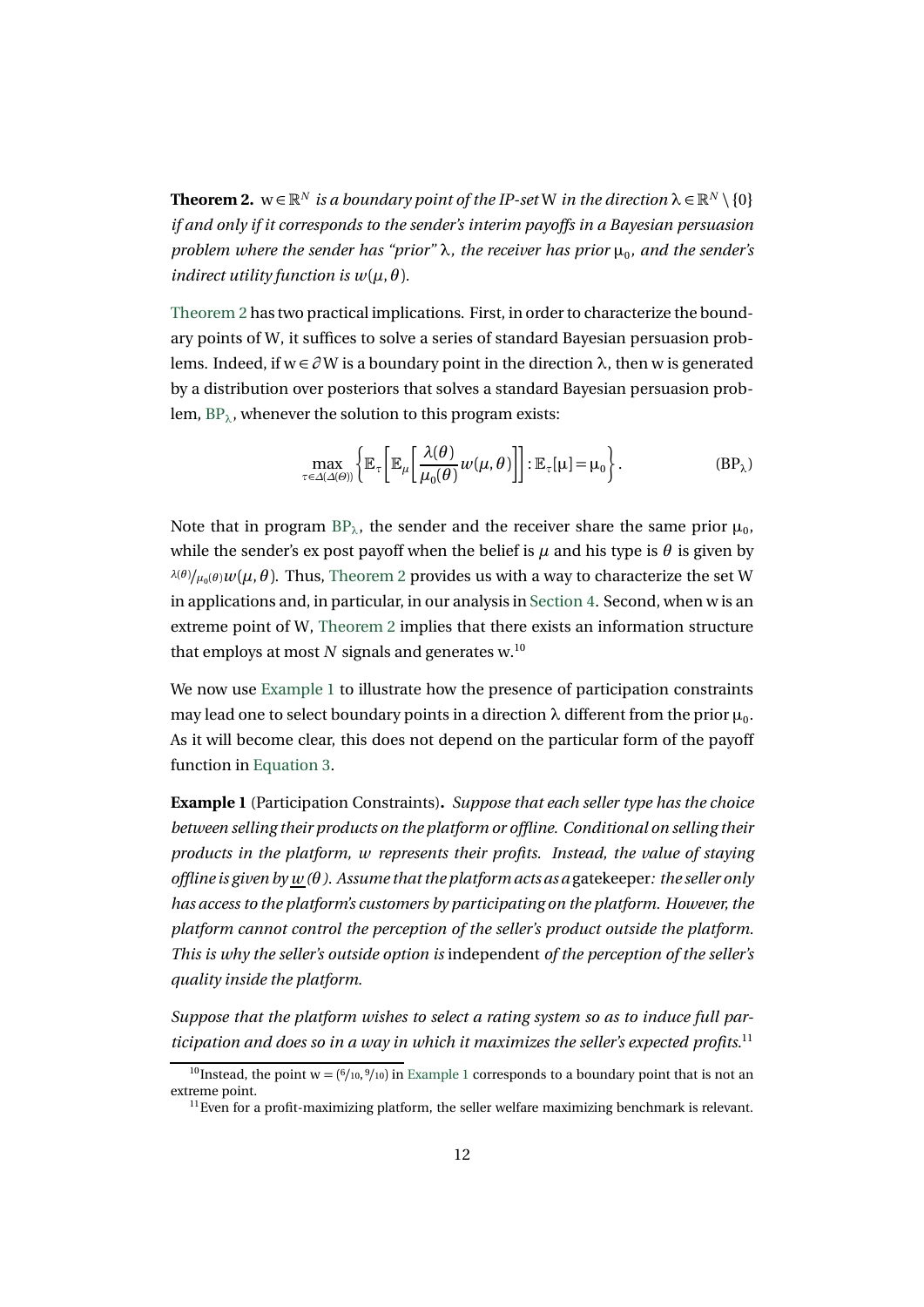**Theorem 2.** $\mathrm{w} \in \mathbb{R}^N$ *is a boundary point of the IP-set* $\mathrm{W}$ *in the direction* $\lambda \in \mathbb{R}^N \setminus \{0\}$ *if and only if it corresponds to the sender's interim payoffs in a Bayesian persuasion problem where the sender has "prior"* $\lambda$*, the receiver has prior* $\mu_0$*, and the sender's indirect utility function is* $w(\mu, \theta)$*.*

Theorem 2 has two practical implications. First, in order to characterize the boundary points of $\mathrm{W}$, it suffices to solve a series of standard Bayesian persuasion problems. Indeed, if $\mathrm{w} \in \partial \mathrm{W}$ is a boundary point in the direction $\lambda$, then $\mathrm{w}$ is generated by a distribution over posteriors that solves a standard Bayesian persuasion problem, $\mathrm{BP}_\lambda$, whenever the solution to this program exists:

$$\max_{\tau \in \Delta(\Delta(\Theta))} \left\{ \mathbb{E}_\tau \left[ \mathbb{E}_\mu \left[ \frac{\lambda(\theta)}{\mu_0(\theta)} w(\mu, \theta) \right] \right] : \mathbb{E}_\tau[\mu] = \mu_0 \right\}. \tag{$\mathrm{BP}_\lambda$}$$

Note that in program $\mathrm{BP}_\lambda$, the sender and the receiver share the same prior $\mu_0$, while the sender's ex post payoff when the belief is $\mu$ and his type is $\theta$ is given by $\lambda(\theta)/\mu_0(\theta) w(\mu, \theta)$. Thus, Theorem 2 provides us with a way to characterize the set $\mathrm{W}$ in applications and, in particular, in our analysis in Section 4. Second, when $\mathrm{w}$ is an extreme point of $\mathrm{W}$, Theorem 2 implies that there exists an information structure that employs at most $N$ signals and generates $\mathrm{w}$.[10]

We now use Example 1 to illustrate how the presence of participation constraints may lead one to select boundary points in a direction $\lambda$ different from the prior $\mu_0$. As it will become clear, this does not depend on the particular form of the payoff function in Equation 3.

**Example 1** (Participation Constraints)**.** *Suppose that each seller type has the choice between selling their products on the platform or offline. Conditional on selling their products in the platform, $w$ represents their profits. Instead, the value of staying offline is given by $\underline{w}(\theta)$. Assume that the platform acts as a* gatekeeper*: the seller only has access to the platform's customers by participating on the platform. However, the platform cannot control the perception of the seller's product outside the platform. This is why the seller's outside option is* independent *of the perception of the seller's quality inside the platform.*

*Suppose that the platform wishes to select a rating system so as to induce full participation and does so in a way in which it maximizes the seller's expected profits.*[11]

[10] Instead, the point $\mathrm{w} = (6/10, 9/10)$ in Example 1 corresponds to a boundary point that is not an extreme point.

[11] Even for a profit-maximizing platform, the seller welfare maximizing benchmark is relevant.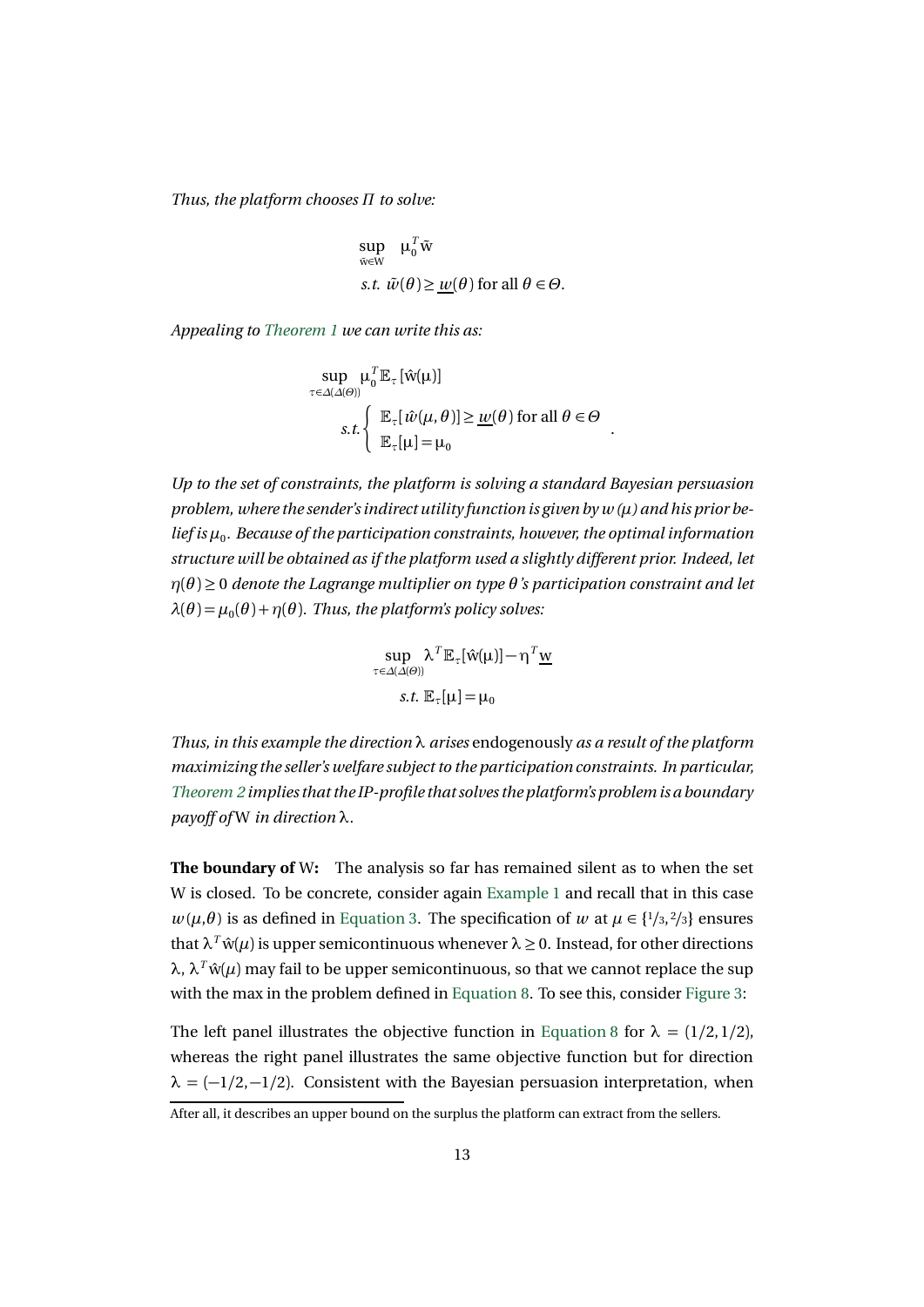*Thus, the platform chooses $\Pi$ to solve:*

$$\sup_{\tilde{\mathrm{w}}\in \mathrm{W}} \quad \mu_0^T \tilde{\mathrm{w}}$$
$$s.t.\ \tilde{w}(\theta) \geq \underline{w}(\theta) \text{ for all } \theta \in \Theta.$$

*Appealing to Theorem 1 we can write this as:*

$$\sup_{\tau\in\Delta(\Delta(\Theta))} \mu_0^T \mathbb{E}_\tau[\hat{\mathrm{w}}(\mu)]$$
$$s.t. \begin{cases} \mathbb{E}_\tau[\hat{w}(\mu,\theta)] \geq \underline{w}(\theta) \text{ for all } \theta \in \Theta \\ \mathbb{E}_\tau[\mu] = \mu_0 \end{cases}.$$

*Up to the set of constraints, the platform is solving a standard Bayesian persuasion problem, where the sender's indirect utility function is given by $w(\mu)$ and his prior belief is $\mu_0$. Because of the participation constraints, however, the optimal information structure will be obtained as if the platform used a slightly different prior. Indeed, let $\eta(\theta) \geq 0$ denote the Lagrange multiplier on type $\theta$'s participation constraint and let $\lambda(\theta) = \mu_0(\theta) + \eta(\theta)$. Thus, the platform's policy solves:*

$$\sup_{\tau\in\Delta(\Delta(\Theta))} \lambda^T \mathbb{E}_\tau[\hat{\mathrm{w}}(\mu)] - \eta^T \underline{\mathrm{w}}$$
$$s.t.\ \mathbb{E}_\tau[\mu] = \mu_0$$

*Thus, in this example the direction $\lambda$ arises* endogenously *as a result of the platform maximizing the seller's welfare subject to the participation constraints. In particular, Theorem 2 implies that the IP-profile that solves the platform's problem is a boundary payoff of* W *in direction* $\lambda$.

**The boundary of W:** The analysis so far has remained silent as to when the set W is closed. To be concrete, consider again Example 1 and recall that in this case $w(\mu,\theta)$ is as defined in Equation 3. The specification of $w$ at $\mu \in \{1/3, 2/3\}$ ensures that $\lambda^T \hat{\mathrm{w}}(\mu)$ is upper semicontinuous whenever $\lambda \geq 0$. Instead, for other directions $\lambda$, $\lambda^T \hat{\mathrm{w}}(\mu)$ may fail to be upper semicontinuous, so that we cannot replace the sup with the max in the problem defined in Equation 8. To see this, consider Figure 3:

The left panel illustrates the objective function in Equation 8 for $\lambda = (1/2, 1/2)$, whereas the right panel illustrates the same objective function but for direction $\lambda = (-1/2, -1/2)$. Consistent with the Bayesian persuasion interpretation, when

After all, it describes an upper bound on the surplus the platform can extract from the sellers.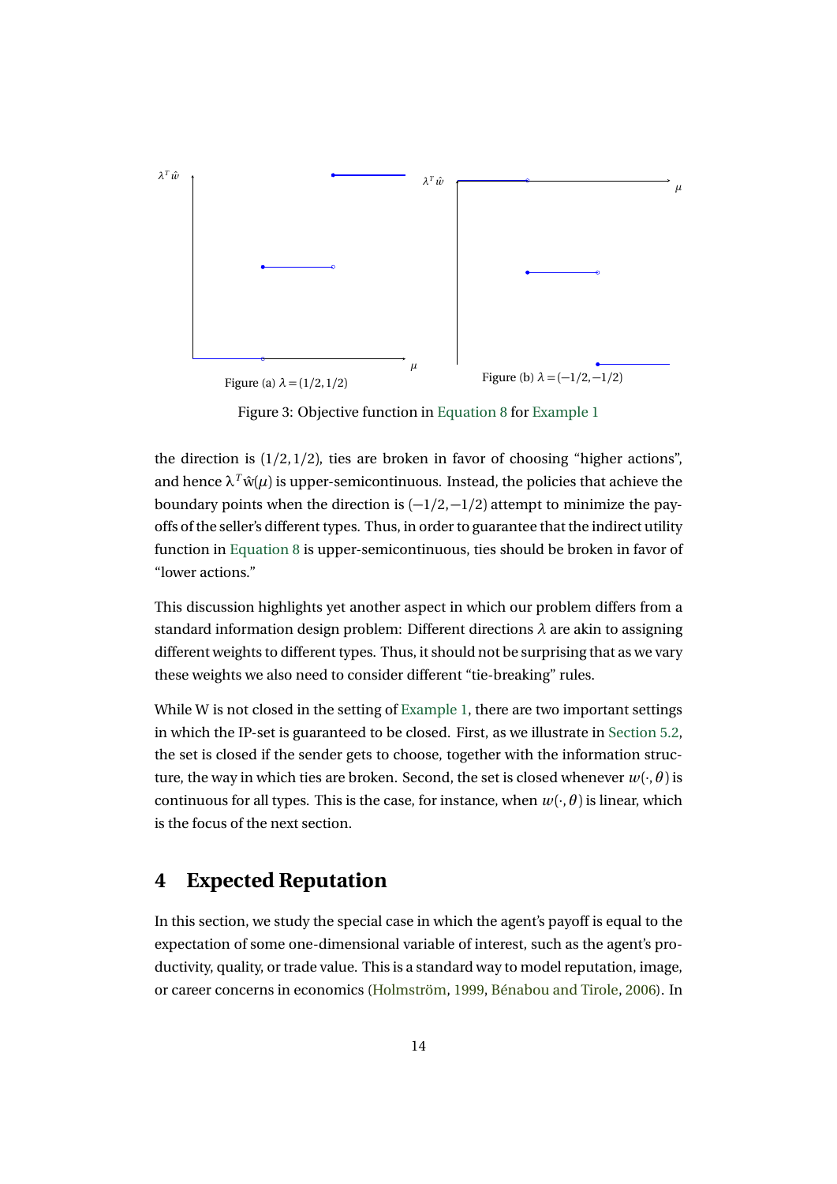Figure (a) $\lambda = (1/2, 1/2)$

Figure (b) $\lambda = (-1/2, -1/2)$

Figure 3: Objective function in Equation 8 for Example 1

the direction is $(1/2, 1/2)$, ties are broken in favor of choosing "higher actions", and hence $\lambda^T \hat{w}(\mu)$ is upper-semicontinuous. Instead, the policies that achieve the boundary points when the direction is $(-1/2, -1/2)$ attempt to minimize the payoffs of the seller's different types. Thus, in order to guarantee that the indirect utility function in Equation 8 is upper-semicontinuous, ties should be broken in favor of "lower actions."

This discussion highlights yet another aspect in which our problem differs from a standard information design problem: Different directions $\lambda$ are akin to assigning different weights to different types. Thus, it should not be surprising that as we vary these weights we also need to consider different "tie-breaking" rules.

While W is not closed in the setting of Example 1, there are two important settings in which the IP-set is guaranteed to be closed. First, as we illustrate in Section 5.2, the set is closed if the sender gets to choose, together with the information structure, the way in which ties are broken. Second, the set is closed whenever $w(\cdot, \theta)$ is continuous for all types. This is the case, for instance, when $w(\cdot, \theta)$ is linear, which is the focus of the next section.

# 4 Expected Reputation

In this section, we study the special case in which the agent's payoff is equal to the expectation of some one-dimensional variable of interest, such as the agent's productivity, quality, or trade value. This is a standard way to model reputation, image, or career concerns in economics (Holmström, 1999, Bénabou and Tirole, 2006). In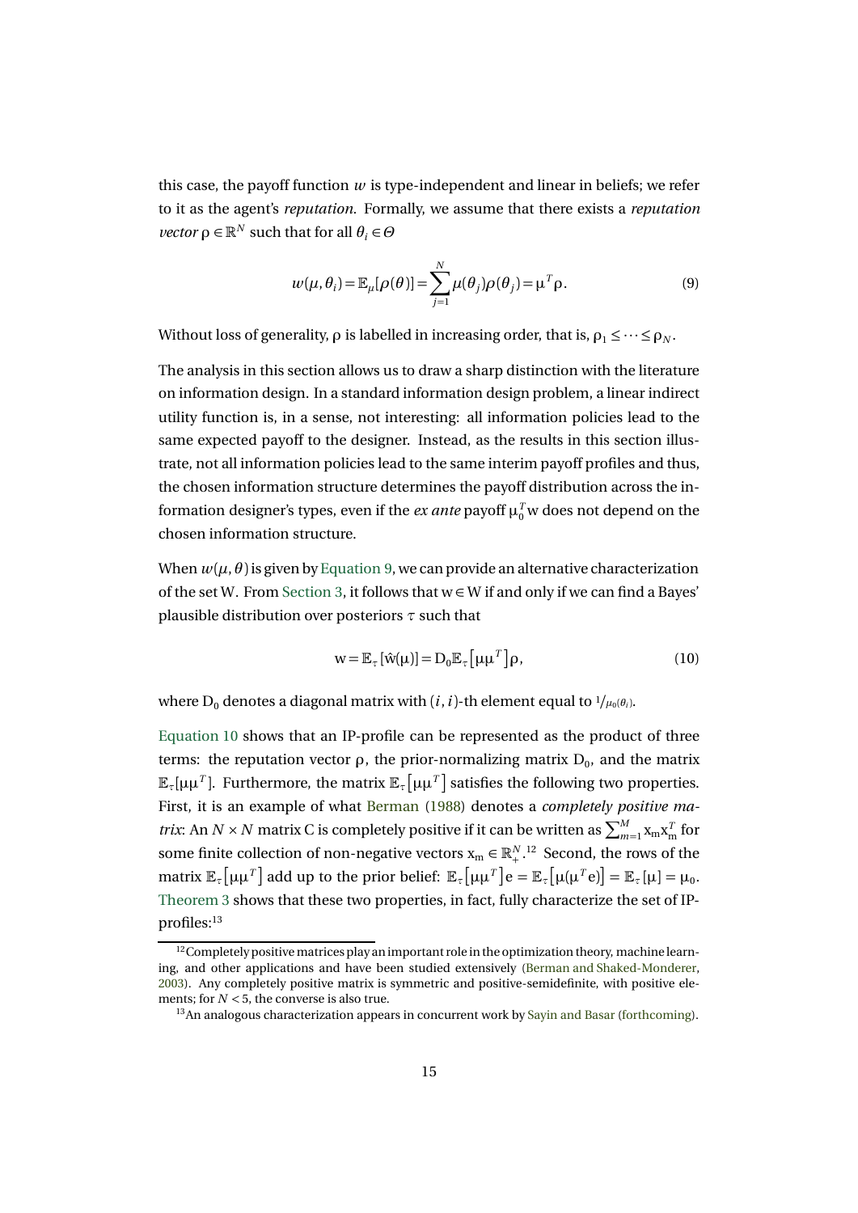this case, the payoff function $w$ is type-independent and linear in beliefs; we refer to it as the agent's *reputation*. Formally, we assume that there exists a *reputation vector* $\rho \in \mathbb{R}^N$ such that for all $\theta_i \in \Theta$

$$w(\mu, \theta_i) = \mathbb{E}_{\mu}[\rho(\theta)] = \sum_{j=1}^{N} \mu(\theta_j)\rho(\theta_j) = \mu^T \rho. \tag{9}$$

Without loss of generality, $\rho$ is labelled in increasing order, that is, $\rho_1 \leq \cdots \leq \rho_N$.

The analysis in this section allows us to draw a sharp distinction with the literature on information design. In a standard information design problem, a linear indirect utility function is, in a sense, not interesting: all information policies lead to the same expected payoff to the designer. Instead, as the results in this section illustrate, not all information policies lead to the same interim payoff profiles and thus, the chosen information structure determines the payoff distribution across the information designer's types, even if the *ex ante* payoff $\mu_0^T w$ does not depend on the chosen information structure.

When $w(\mu, \theta)$ is given by Equation 9, we can provide an alternative characterization of the set W. From Section 3, it follows that $w \in W$ if and only if we can find a Bayes' plausible distribution over posteriors $\tau$ such that

$$w = \mathbb{E}_{\tau}[\hat{w}(\mu)] = D_0 \mathbb{E}_{\tau}\left[\mu\mu^T\right]\rho, \tag{10}$$

where $D_0$ denotes a diagonal matrix with $(i, i)$-th element equal to $1/\mu_0(\theta_i)$.

Equation 10 shows that an IP-profile can be represented as the product of three terms: the reputation vector $\rho$, the prior-normalizing matrix $D_0$, and the matrix $\mathbb{E}_{\tau}[\mu\mu^T]$. Furthermore, the matrix $\mathbb{E}_{\tau}\left[\mu\mu^T\right]$ satisfies the following two properties. First, it is an example of what Berman (1988) denotes a *completely positive matrix*: An $N \times N$ matrix C is completely positive if it can be written as $\sum_{m=1}^{M} x_m x_m^T$ for some finite collection of non-negative vectors $x_m \in \mathbb{R}_+^N$.[12] Second, the rows of the matrix $\mathbb{E}_{\tau}\left[\mu\mu^T\right]$ add up to the prior belief: $\mathbb{E}_{\tau}\left[\mu\mu^T\right]e = \mathbb{E}_{\tau}\left[\mu(\mu^T e)\right] = \mathbb{E}_{\tau}[\mu] = \mu_0$. Theorem 3 shows that these two properties, in fact, fully characterize the set of IP-profiles:[13]

[12] Completely positive matrices play an important role in the optimization theory, machine learning, and other applications and have been studied extensively (Berman and Shaked-Monderer, 2003). Any completely positive matrix is symmetric and positive-semidefinite, with positive elements; for $N < 5$, the converse is also true.

[13] An analogous characterization appears in concurrent work by Sayin and Basar (forthcoming).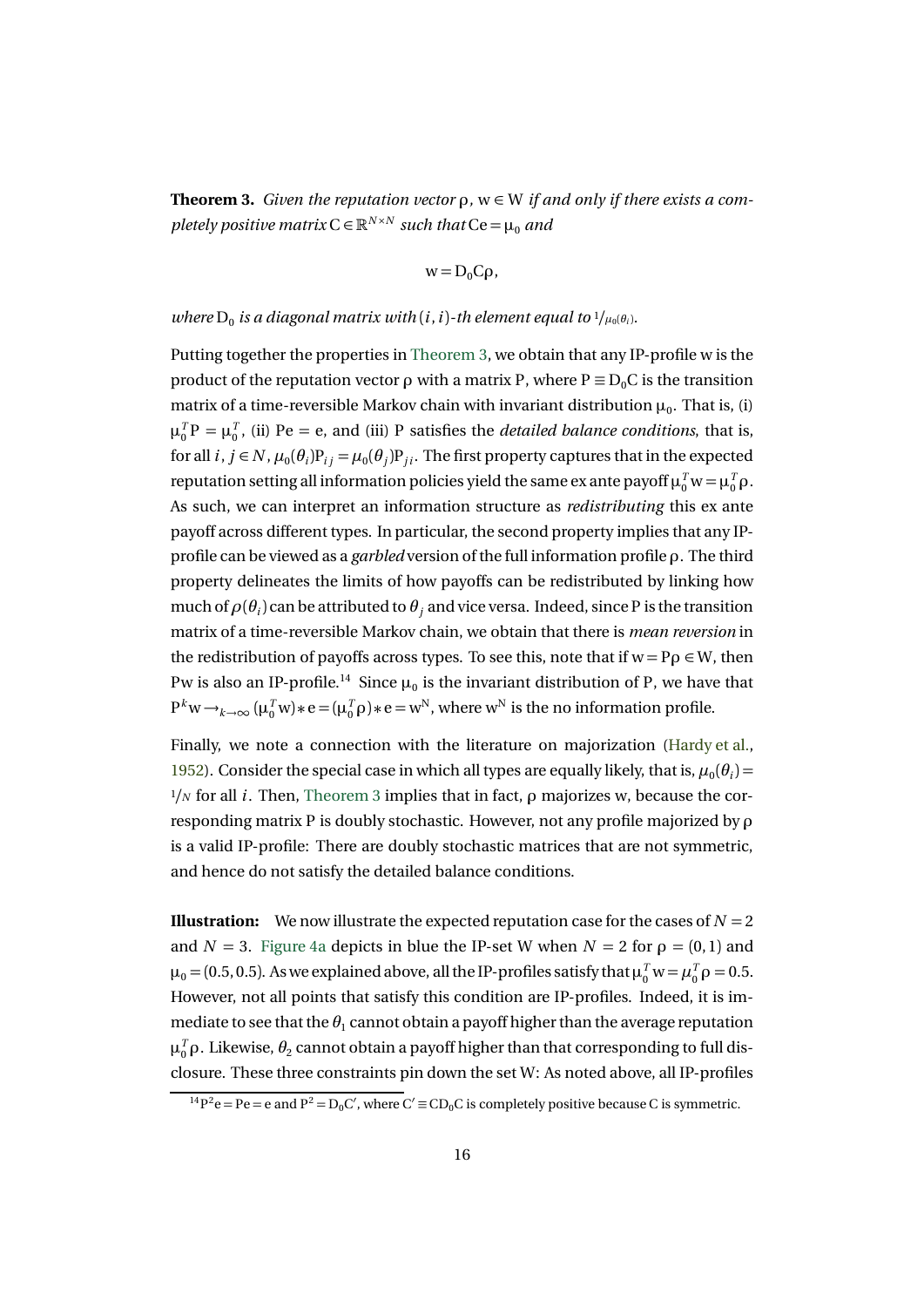**Theorem 3.** *Given the reputation vector* $\rho$*,* $w \in W$ *if and only if there exists a completely positive matrix* $C \in \mathbb{R}^{N\times N}$ *such that* $Ce = \mu_0$ *and*

$$w = D_0 C \rho,$$

*where* $D_0$ *is a diagonal matrix with* $(i,i)$*-th element equal to* $1/\mu_0(\theta_i)$*.*

Putting together the properties in Theorem 3, we obtain that any IP-profile w is the product of the reputation vector $\rho$ with a matrix P, where $P \equiv D_0 C$ is the transition matrix of a time-reversible Markov chain with invariant distribution $\mu_0$. That is, (i) $\mu_0^T P = \mu_0^T$, (ii) $Pe = e$, and (iii) P satisfies the *detailed balance conditions*, that is, for all $i, j \in N$, $\mu_0(\theta_i)P_{ij} = \mu_0(\theta_j)P_{ji}$. The first property captures that in the expected reputation setting all information policies yield the same ex ante payoff $\mu_0^T w = \mu_0^T \rho$. As such, we can interpret an information structure as *redistributing* this ex ante payoff across different types. In particular, the second property implies that any IP-profile can be viewed as a *garbled* version of the full information profile $\rho$. The third property delineates the limits of how payoffs can be redistributed by linking how much of $\rho(\theta_i)$ can be attributed to $\theta_j$ and vice versa. Indeed, since P is the transition matrix of a time-reversible Markov chain, we obtain that there is *mean reversion* in the redistribution of payoffs across types. To see this, note that if $w = P\rho \in W$, then Pw is also an IP-profile.[14] Since $\mu_0$ is the invariant distribution of P, we have that $P^k w \to_{k\to\infty} (\mu_0^T w) * e = (\mu_0^T \rho) * e = w^N$, where $w^N$ is the no information profile.

Finally, we note a connection with the literature on majorization (Hardy et al., 1952). Consider the special case in which all types are equally likely, that is, $\mu_0(\theta_i) = 1/N$ for all $i$. Then, Theorem 3 implies that in fact, $\rho$ majorizes w, because the corresponding matrix P is doubly stochastic. However, not any profile majorized by $\rho$ is a valid IP-profile: There are doubly stochastic matrices that are not symmetric, and hence do not satisfy the detailed balance conditions.

**Illustration:** We now illustrate the expected reputation case for the cases of $N = 2$ and $N = 3$. Figure 4a depicts in blue the IP-set W when $N = 2$ for $\rho = (0,1)$ and $\mu_0 = (0.5, 0.5)$. As we explained above, all the IP-profiles satisfy that $\mu_0^T w = \mu_0^T \rho = 0.5$. However, not all points that satisfy this condition are IP-profiles. Indeed, it is immediate to see that the $\theta_1$ cannot obtain a payoff higher than the average reputation $\mu_0^T \rho$. Likewise, $\theta_2$ cannot obtain a payoff higher than that corresponding to full disclosure. These three constraints pin down the set W: As noted above, all IP-profiles

[14] $P^2 e = Pe = e$ and $P^2 = D_0 C'$, where $C' \equiv C D_0 C$ is completely positive because C is symmetric.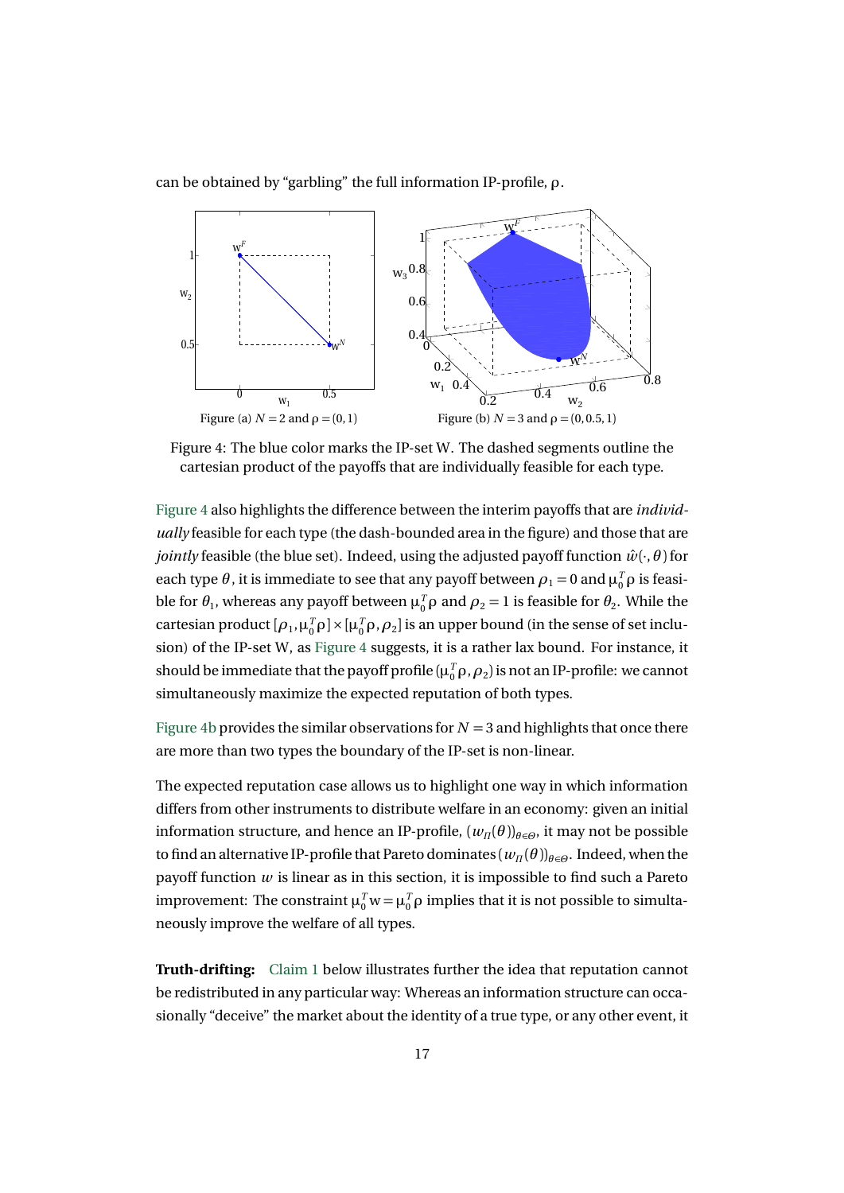can be obtained by "garbling" the full information IP-profile, $\rho$.

Figure (a) $N = 2$ and $\rho = (0, 1)$

Figure (b) $N = 3$ and $\rho = (0, 0.5, 1)$

Figure 4: The blue color marks the IP-set W. The dashed segments outline the cartesian product of the payoffs that are individually feasible for each type.

Figure 4 also highlights the difference between the interim payoffs that are *individually* feasible for each type (the dash-bounded area in the figure) and those that are *jointly* feasible (the blue set). Indeed, using the adjusted payoff function $\hat{w}(\cdot, \theta)$ for each type $\theta$, it is immediate to see that any payoff between $\rho_1 = 0$ and $\mu_0^T \rho$ is feasible for $\theta_1$, whereas any payoff between $\mu_0^T \rho$ and $\rho_2 = 1$ is feasible for $\theta_2$. While the cartesian product $[\rho_1, \mu_0^T \rho] \times [\mu_0^T \rho, \rho_2]$ is an upper bound (in the sense of set inclusion) of the IP-set W, as Figure 4 suggests, it is a rather lax bound. For instance, it should be immediate that the payoff profile $(\mu_0^T \rho, \rho_2)$ is not an IP-profile: we cannot simultaneously maximize the expected reputation of both types.

Figure 4b provides the similar observations for $N = 3$ and highlights that once there are more than two types the boundary of the IP-set is non-linear.

The expected reputation case allows us to highlight one way in which information differs from other instruments to distribute welfare in an economy: given an initial information structure, and hence an IP-profile, $(w_{\Pi}(\theta))_{\theta \in \Theta}$, it may not be possible to find an alternative IP-profile that Pareto dominates $(w_{\Pi}(\theta))_{\theta \in \Theta}$. Indeed, when the payoff function $w$ is linear as in this section, it is impossible to find such a Pareto improvement: The constraint $\mu_0^T \mathrm{w} = \mu_0^T \rho$ implies that it is not possible to simultaneously improve the welfare of all types.

**Truth-drifting:** Claim 1 below illustrates further the idea that reputation cannot be redistributed in any particular way: Whereas an information structure can occasionally "deceive" the market about the identity of a true type, or any other event, it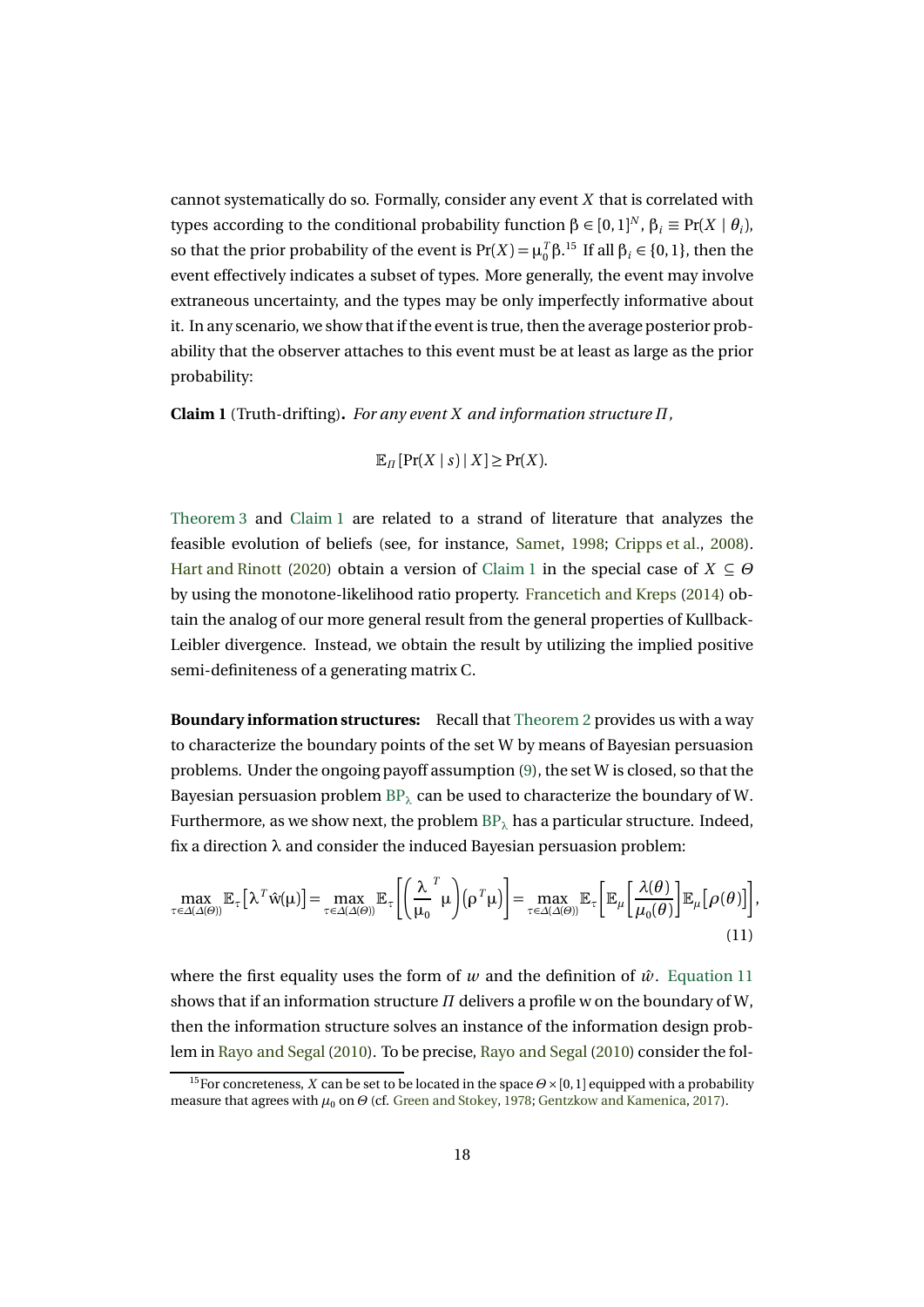cannot systematically do so. Formally, consider any event $X$ that is correlated with types according to the conditional probability function $\beta \in [0,1]^N$, $\beta_i \equiv \Pr(X \mid \theta_i)$, so that the prior probability of the event is $\Pr(X) = \mu_0^T \beta$.[15] If all $\beta_i \in \{0,1\}$, then the event effectively indicates a subset of types. More generally, the event may involve extraneous uncertainty, and the types may be only imperfectly informative about it. In any scenario, we show that if the event is true, then the average posterior probability that the observer attaches to this event must be at least as large as the prior probability:

**Claim 1** (Truth-drifting)**.** *For any event $X$ and information structure $\Pi$,*

$$\mathbb{E}_{\Pi}[\Pr(X \mid s) \mid X] \geq \Pr(X).$$

Theorem 3 and Claim 1 are related to a strand of literature that analyzes the feasible evolution of beliefs (see, for instance, Samet, 1998; Cripps et al., 2008). Hart and Rinott (2020) obtain a version of Claim 1 in the special case of $X \subseteq \Theta$ by using the monotone-likelihood ratio property. Francetich and Kreps (2014) obtain the analog of our more general result from the general properties of Kullback-Leibler divergence. Instead, we obtain the result by utilizing the implied positive semi-definiteness of a generating matrix C.

**Boundary information structures:** Recall that Theorem 2 provides us with a way to characterize the boundary points of the set W by means of Bayesian persuasion problems. Under the ongoing payoff assumption (9), the set W is closed, so that the Bayesian persuasion problem $\text{BP}_\lambda$ can be used to characterize the boundary of W. Furthermore, as we show next, the problem $\text{BP}_\lambda$ has a particular structure. Indeed, fix a direction $\lambda$ and consider the induced Bayesian persuasion problem:

$$\max_{\tau \in \Delta(\Delta(\Theta))} \mathbb{E}_{\tau}\left[\lambda^T \hat{w}(\mu)\right] = \max_{\tau \in \Delta(\Delta(\Theta))} \mathbb{E}_{\tau}\left[\left(\frac{\lambda}{\mu_0}^T \mu\right)\left(\rho^T \mu\right)\right] = \max_{\tau \in \Delta(\Delta(\Theta))} \mathbb{E}_{\tau}\left[\mathbb{E}_{\mu}\left[\frac{\lambda(\theta)}{\mu_0(\theta)}\right]\mathbb{E}_{\mu}\left[\rho(\theta)\right]\right], \tag{11}$$

where the first equality uses the form of $w$ and the definition of $\hat{w}$. Equation 11 shows that if an information structure $\Pi$ delivers a profile w on the boundary of W, then the information structure solves an instance of the information design problem in Rayo and Segal (2010). To be precise, Rayo and Segal (2010) consider the fol-

[15] For concreteness, $X$ can be set to be located in the space $\Theta \times [0,1]$ equipped with a probability measure that agrees with $\mu_0$ on $\Theta$ (cf. Green and Stokey, 1978; Gentzkow and Kamenica, 2017).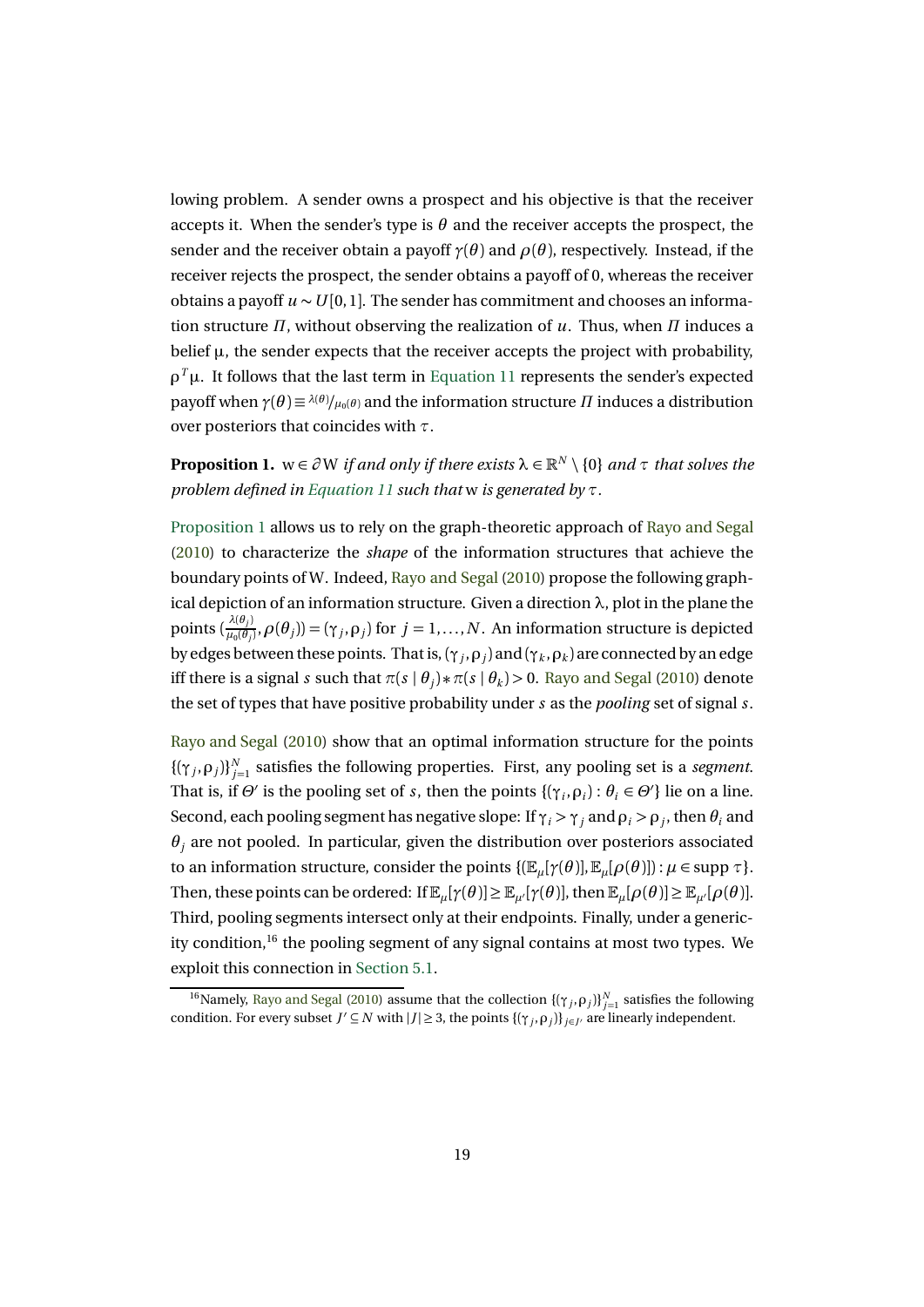lowing problem. A sender owns a prospect and his objective is that the receiver accepts it. When the sender's type is $\theta$ and the receiver accepts the prospect, the sender and the receiver obtain a payoff $\gamma(\theta)$ and $\rho(\theta)$, respectively. Instead, if the receiver rejects the prospect, the sender obtains a payoff of 0, whereas the receiver obtains a payoff $u \sim U[0,1]$. The sender has commitment and chooses an information structure $\Pi$, without observing the realization of $u$. Thus, when $\Pi$ induces a belief $\mu$, the sender expects that the receiver accepts the project with probability, $\rho^T\mu$. It follows that the last term in Equation 11 represents the sender's expected payoff when $\gamma(\theta) \equiv \lambda(\theta)/\mu_0(\theta)$ and the information structure $\Pi$ induces a distribution over posteriors that coincides with $\tau$.

**Proposition 1.** *$w \in \partial W$ if and only if there exists $\lambda \in \mathbb{R}^N \setminus \{0\}$ and $\tau$ that solves the problem defined in Equation 11 such that $w$ is generated by $\tau$.*

Proposition 1 allows us to rely on the graph-theoretic approach of Rayo and Segal (2010) to characterize the *shape* of the information structures that achieve the boundary points of W. Indeed, Rayo and Segal (2010) propose the following graphical depiction of an information structure. Given a direction $\lambda$, plot in the plane the points $(\frac{\lambda(\theta_j)}{\mu_0(\theta_j)}, \rho(\theta_j)) = (\gamma_j, \rho_j)$ for $j = 1,\dots,N$. An information structure is depicted by edges between these points. That is, $(\gamma_j, \rho_j)$ and $(\gamma_k, \rho_k)$ are connected by an edge iff there is a signal $s$ such that $\pi(s \mid \theta_j) * \pi(s \mid \theta_k) > 0$. Rayo and Segal (2010) denote the set of types that have positive probability under $s$ as the *pooling* set of signal $s$.

Rayo and Segal (2010) show that an optimal information structure for the points $\{(\gamma_j, \rho_j)\}_{j=1}^N$ satisfies the following properties. First, any pooling set is a *segment*. That is, if $\Theta'$ is the pooling set of $s$, then the points $\{(\gamma_i, \rho_i) : \theta_i \in \Theta'\}$ lie on a line. Second, each pooling segment has negative slope: If $\gamma_i > \gamma_j$ and $\rho_i > \rho_j$, then $\theta_i$ and $\theta_j$ are not pooled. In particular, given the distribution over posteriors associated to an information structure, consider the points $\{(\mathbb{E}_\mu[\gamma(\theta)], \mathbb{E}_\mu[\rho(\theta)]) : \mu \in \operatorname{supp} \tau\}$. Then, these points can be ordered: If $\mathbb{E}_\mu[\gamma(\theta)] \geq \mathbb{E}_{\mu'}[\gamma(\theta)]$, then $\mathbb{E}_\mu[\rho(\theta)] \geq \mathbb{E}_{\mu'}[\rho(\theta)]$. Third, pooling segments intersect only at their endpoints. Finally, under a genericity condition,[16] the pooling segment of any signal contains at most two types. We exploit this connection in Section 5.1.

[16] Namely, Rayo and Segal (2010) assume that the collection $\{(\gamma_j, \rho_j)\}_{j=1}^N$ satisfies the following condition. For every subset $J' \subseteq N$ with $|J| \geq 3$, the points $\{(\gamma_j, \rho_j)\}_{j \in J'}$ are linearly independent.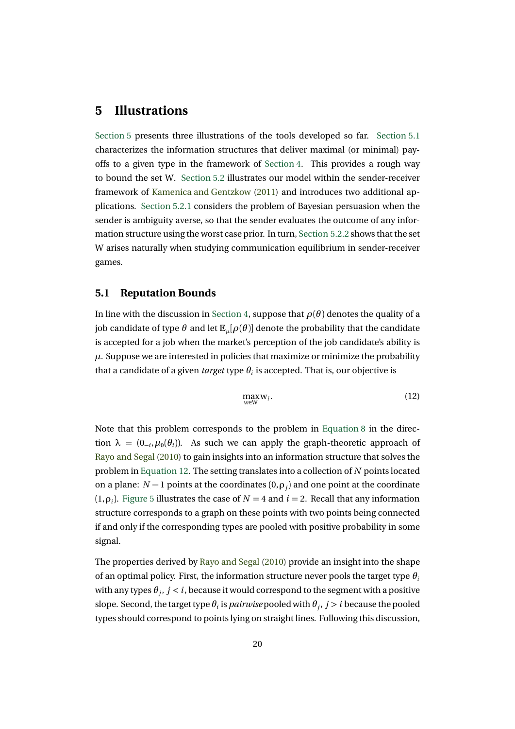# 5 Illustrations

Section 5 presents three illustrations of the tools developed so far. Section 5.1 characterizes the information structures that deliver maximal (or minimal) payoffs to a given type in the framework of Section 4. This provides a rough way to bound the set W. Section 5.2 illustrates our model within the sender-receiver framework of Kamenica and Gentzkow (2011) and introduces two additional applications. Section 5.2.1 considers the problem of Bayesian persuasion when the sender is ambiguity averse, so that the sender evaluates the outcome of any information structure using the worst case prior. In turn, Section 5.2.2 shows that the set W arises naturally when studying communication equilibrium in sender-receiver games.

## 5.1 Reputation Bounds

In line with the discussion in Section 4, suppose that $\rho(\theta)$ denotes the quality of a job candidate of type $\theta$ and let $\mathbb{E}_{\mu}[\rho(\theta)]$ denote the probability that the candidate is accepted for a job when the market's perception of the job candidate's ability is $\mu$. Suppose we are interested in policies that maximize or minimize the probability that a candidate of a given *target* type $\theta_i$ is accepted. That is, our objective is

$$\max_{\mathrm{w}\in\mathrm{W}} \mathrm{w}_i. \tag{12}$$

Note that this problem corresponds to the problem in Equation 8 in the direction $\lambda = (0_{-i}, \mu_0(\theta_i))$. As such we can apply the graph-theoretic approach of Rayo and Segal (2010) to gain insights into an information structure that solves the problem in Equation 12. The setting translates into a collection of $N$ points located on a plane: $N-1$ points at the coordinates $(0, \rho_j)$ and one point at the coordinate $(1, \rho_i)$. Figure 5 illustrates the case of $N = 4$ and $i = 2$. Recall that any information structure corresponds to a graph on these points with two points being connected if and only if the corresponding types are pooled with positive probability in some signal.

The properties derived by Rayo and Segal (2010) provide an insight into the shape of an optimal policy. First, the information structure never pools the target type $\theta_i$ with any types $\theta_j$, $j < i$, because it would correspond to the segment with a positive slope. Second, the target type $\theta_i$ is *pairwise* pooled with $\theta_j$, $j > i$ because the pooled types should correspond to points lying on straight lines. Following this discussion,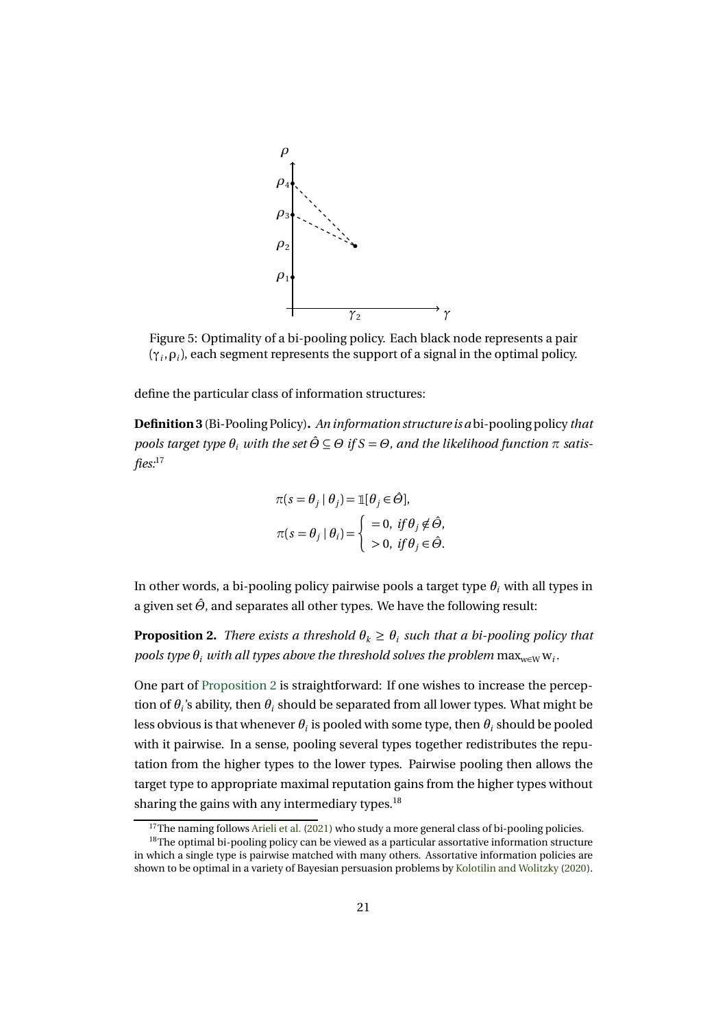Figure 5: Optimality of a bi-pooling policy. Each black node represents a pair $(\gamma_i, \rho_i)$, each segment represents the support of a signal in the optimal policy.

define the particular class of information structures:

**Definition 3** (Bi-Pooling Policy)**.** *An information structure is a* bi-pooling policy *that pools target type $\theta_i$ with the set $\hat{\Theta} \subseteq \Theta$ if $S = \Theta$, and the likelihood function $\pi$ satisfies:*[17]

$$\pi(s = \theta_j \mid \theta_j) = \mathbb{1}[\theta_j \in \hat{\Theta}],$$

$$\pi(s = \theta_j \mid \theta_i) = \begin{cases} = 0, \ \text{if } \theta_j \notin \hat{\Theta}, \\ > 0, \ \text{if } \theta_j \in \hat{\Theta}. \end{cases}$$

In other words, a bi-pooling policy pairwise pools a target type $\theta_i$ with all types in a given set $\hat{\Theta}$, and separates all other types. We have the following result:

**Proposition 2.** *There exists a threshold $\theta_k \geq \theta_i$ such that a bi-pooling policy that pools type $\theta_i$ with all types above the threshold solves the problem* $\max_{w \in W} w_i$.

One part of Proposition 2 is straightforward: If one wishes to increase the perception of $\theta_i$'s ability, then $\theta_i$ should be separated from all lower types. What might be less obvious is that whenever $\theta_i$ is pooled with some type, then $\theta_i$ should be pooled with it pairwise. In a sense, pooling several types together redistributes the reputation from the higher types to the lower types. Pairwise pooling then allows the target type to appropriate maximal reputation gains from the higher types without sharing the gains with any intermediary types.[18]

[17] The naming follows Arieli et al. (2021) who study a more general class of bi-pooling policies.

[18] The optimal bi-pooling policy can be viewed as a particular assortative information structure in which a single type is pairwise matched with many others. Assortative information policies are shown to be optimal in a variety of Bayesian persuasion problems by Kolotilin and Wolitzky (2020).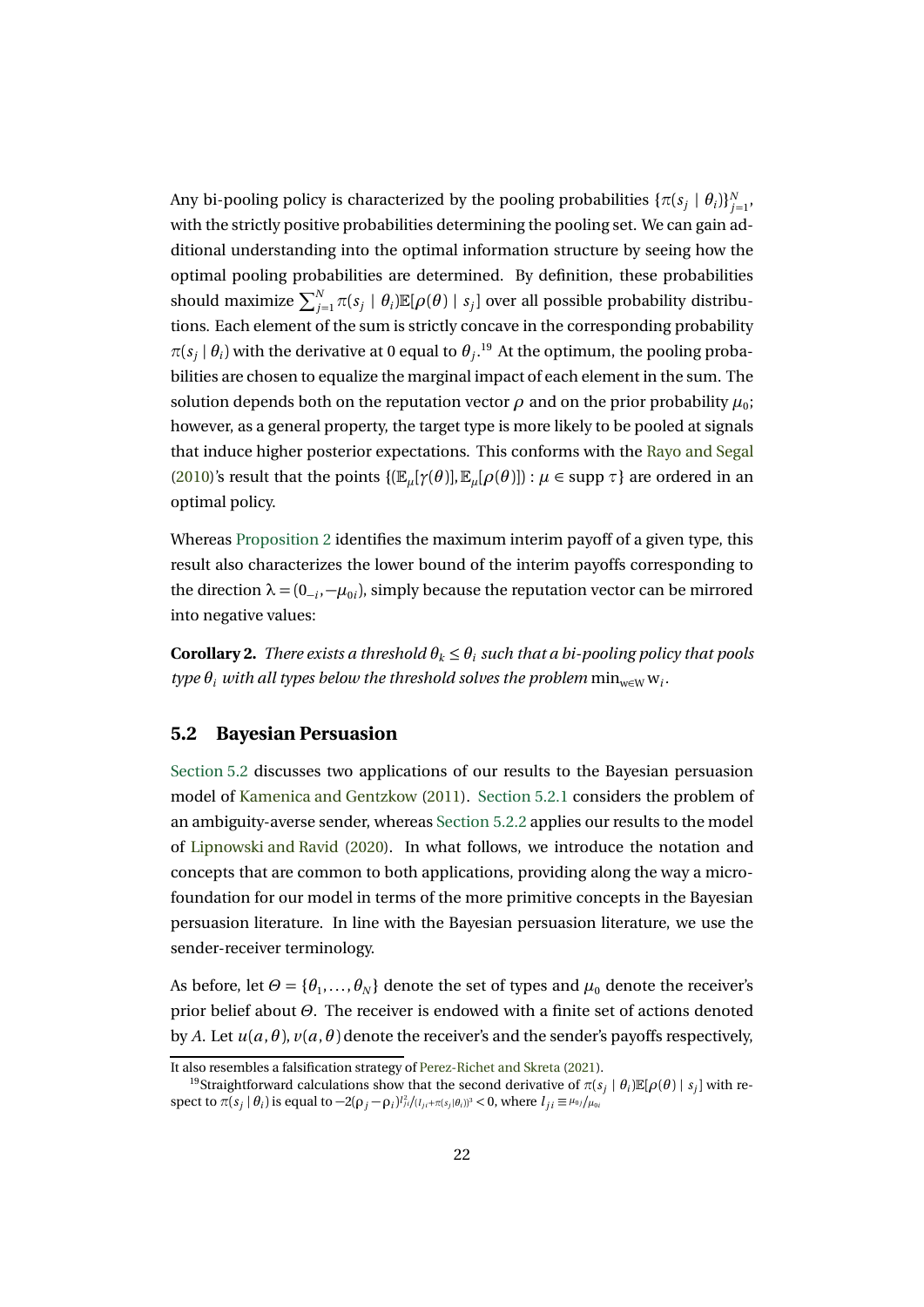Any bi-pooling policy is characterized by the pooling probabilities $\{\pi(s_j \mid \theta_i)\}_{j=1}^N$, with the strictly positive probabilities determining the pooling set. We can gain additional understanding into the optimal information structure by seeing how the optimal pooling probabilities are determined. By definition, these probabilities should maximize $\sum_{j=1}^N \pi(s_j \mid \theta_i)\mathbb{E}[\rho(\theta) \mid s_j]$ over all possible probability distributions. Each element of the sum is strictly concave in the corresponding probability $\pi(s_j \mid \theta_i)$ with the derivative at 0 equal to $\theta_j$.[19] At the optimum, the pooling probabilities are chosen to equalize the marginal impact of each element in the sum. The solution depends both on the reputation vector $\rho$ and on the prior probability $\mu_0$; however, as a general property, the target type is more likely to be pooled at signals that induce higher posterior expectations. This conforms with the Rayo and Segal (2010)'s result that the points $\{(\mathbb{E}_\mu[\gamma(\theta)], \mathbb{E}_\mu[\rho(\theta)]) : \mu \in \text{supp } \tau\}$ are ordered in an optimal policy.

Whereas Proposition 2 identifies the maximum interim payoff of a given type, this result also characterizes the lower bound of the interim payoffs corresponding to the direction $\lambda = (0_{-i}, -\mu_{0i})$, simply because the reputation vector can be mirrored into negative values:

**Corollary 2.** *There exists a threshold $\theta_k \leq \theta_i$ such that a bi-pooling policy that pools type $\theta_i$ with all types below the threshold solves the problem* $\min_{w \in W} w_i$.

## 5.2 Bayesian Persuasion

Section 5.2 discusses two applications of our results to the Bayesian persuasion model of Kamenica and Gentzkow (2011). Section 5.2.1 considers the problem of an ambiguity-averse sender, whereas Section 5.2.2 applies our results to the model of Lipnowski and Ravid (2020). In what follows, we introduce the notation and concepts that are common to both applications, providing along the way a microfoundation for our model in terms of the more primitive concepts in the Bayesian persuasion literature. In line with the Bayesian persuasion literature, we use the sender-receiver terminology.

As before, let $\Theta = \{\theta_1, \ldots, \theta_N\}$ denote the set of types and $\mu_0$ denote the receiver's prior belief about $\Theta$. The receiver is endowed with a finite set of actions denoted by $A$. Let $u(a,\theta)$, $v(a,\theta)$ denote the receiver's and the sender's payoffs respectively,

---

It also resembles a falsification strategy of Perez-Richet and Skreta (2021).

[19] Straightforward calculations show that the second derivative of $\pi(s_j \mid \theta_i)\mathbb{E}[\rho(\theta) \mid s_j]$ with respect to $\pi(s_j \mid \theta_i)$ is equal to $-2(\rho_j - \rho_i)^{l_{ji}^2}/(l_{ji}+\pi(s_j|\theta_i))^3 < 0$, where $l_{ji} \equiv \mu_{0j}/\mu_{0i}$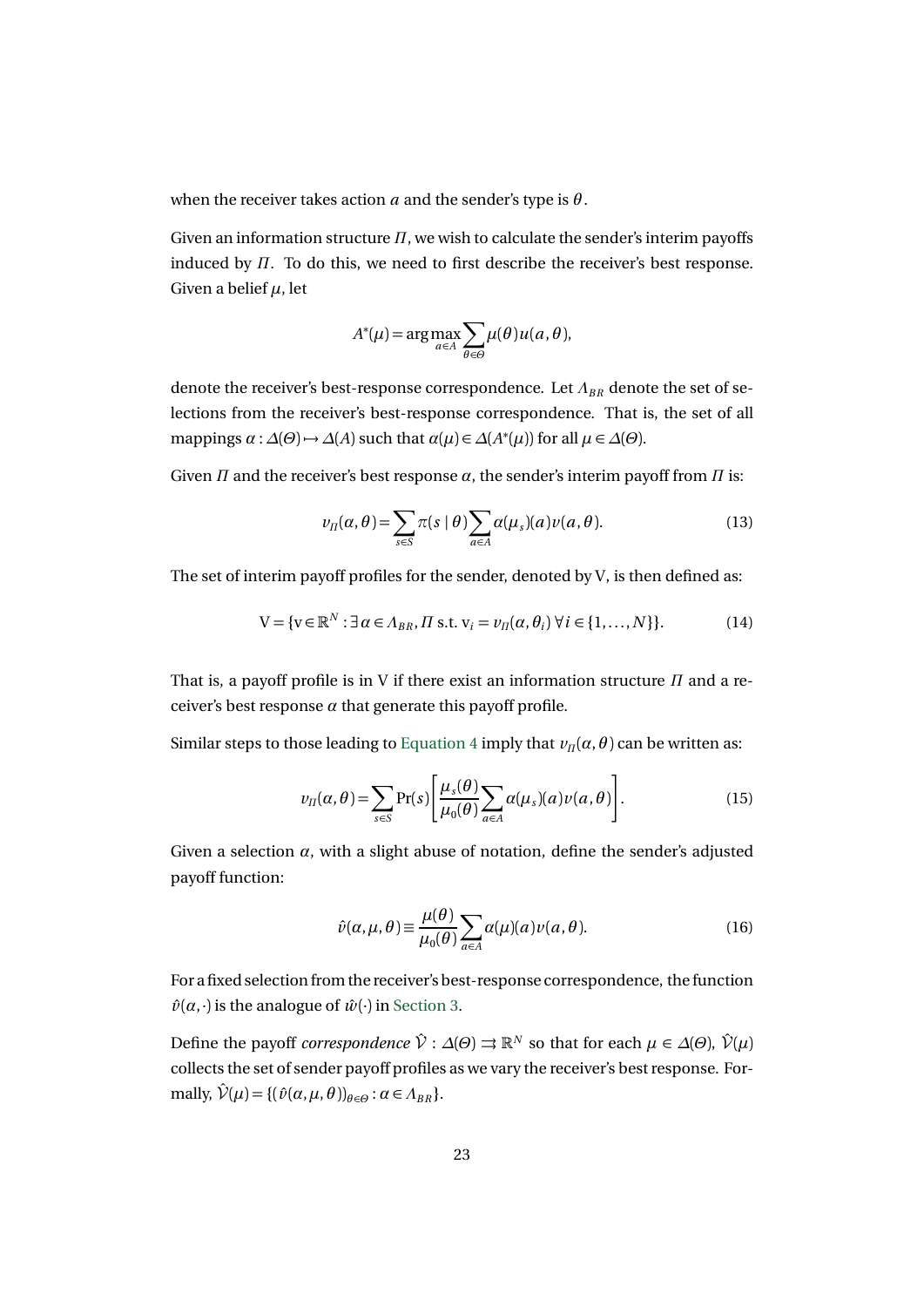when the receiver takes action $a$ and the sender's type is $\theta$.

Given an information structure $\Pi$, we wish to calculate the sender's interim payoffs induced by $\Pi$. To do this, we need to first describe the receiver's best response. Given a belief $\mu$, let

$$A^*(\mu) = \arg\max_{a \in A} \sum_{\theta \in \Theta} \mu(\theta) u(a, \theta),$$

denote the receiver's best-response correspondence. Let $\Lambda_{BR}$ denote the set of selections from the receiver's best-response correspondence. That is, the set of all mappings $\alpha : \Delta(\Theta) \mapsto \Delta(A)$ such that $\alpha(\mu) \in \Delta(A^*(\mu))$ for all $\mu \in \Delta(\Theta)$.

Given $\Pi$ and the receiver's best response $\alpha$, the sender's interim payoff from $\Pi$ is:

$$v_\Pi(\alpha, \theta) = \sum_{s \in S} \pi(s \mid \theta) \sum_{a \in A} \alpha(\mu_s)(a) v(a, \theta). \tag{13}$$

The set of interim payoff profiles for the sender, denoted by V, is then defined as:

$$\mathrm{V} = \{\mathrm{v} \in \mathbb{R}^N : \exists\, \alpha \in \Lambda_{BR}, \Pi \text{ s.t. } \mathrm{v}_i = v_\Pi(\alpha, \theta_i)\ \forall i \in \{1, \ldots, N\}\}. \tag{14}$$

That is, a payoff profile is in V if there exist an information structure $\Pi$ and a receiver's best response $\alpha$ that generate this payoff profile.

Similar steps to those leading to Equation 4 imply that $v_\Pi(\alpha, \theta)$ can be written as:

$$v_\Pi(\alpha, \theta) = \sum_{s \in S} \Pr(s) \left[ \frac{\mu_s(\theta)}{\mu_0(\theta)} \sum_{a \in A} \alpha(\mu_s)(a) v(a, \theta) \right]. \tag{15}$$

Given a selection $\alpha$, with a slight abuse of notation, define the sender's adjusted payoff function:

$$\hat{v}(\alpha, \mu, \theta) \equiv \frac{\mu(\theta)}{\mu_0(\theta)} \sum_{a \in A} \alpha(\mu)(a) v(a, \theta). \tag{16}$$

For a fixed selection from the receiver's best-response correspondence, the function $\hat{v}(\alpha, \cdot)$ is the analogue of $\hat{w}(\cdot)$ in Section 3.

Define the payoff *correspondence* $\hat{\mathcal{V}} : \Delta(\Theta) \rightrightarrows \mathbb{R}^N$ so that for each $\mu \in \Delta(\Theta)$, $\hat{\mathcal{V}}(\mu)$ collects the set of sender payoff profiles as we vary the receiver's best response. Formally, $\hat{\mathcal{V}}(\mu) = \{(\hat{v}(\alpha, \mu, \theta))_{\theta \in \Theta} : \alpha \in \Lambda_{BR}\}$.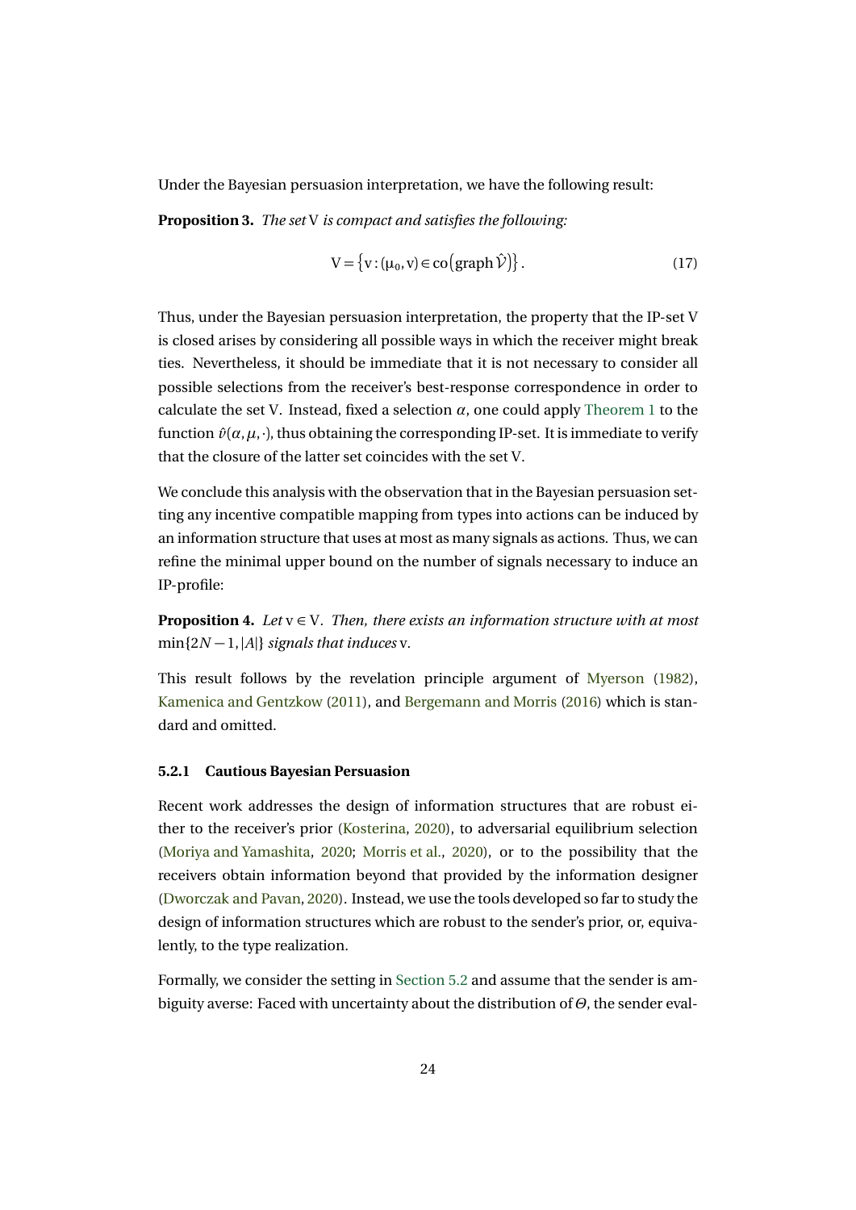Under the Bayesian persuasion interpretation, we have the following result:

**Proposition 3.** *The set* $\mathrm{V}$ *is compact and satisfies the following:*

$$\mathrm{V} = \left\{ \mathrm{v} : (\mu_0, \mathrm{v}) \in \mathrm{co}\big(\mathrm{graph}\,\hat{\mathcal{V}}\big) \right\}. \tag{17}$$

Thus, under the Bayesian persuasion interpretation, the property that the IP-set $\mathrm{V}$ is closed arises by considering all possible ways in which the receiver might break ties. Nevertheless, it should be immediate that it is not necessary to consider all possible selections from the receiver's best-response correspondence in order to calculate the set $\mathrm{V}$. Instead, fixed a selection $\alpha$, one could apply Theorem 1 to the function $\hat{v}(\alpha, \mu, \cdot)$, thus obtaining the corresponding IP-set. It is immediate to verify that the closure of the latter set coincides with the set $\mathrm{V}$.

We conclude this analysis with the observation that in the Bayesian persuasion setting any incentive compatible mapping from types into actions can be induced by an information structure that uses at most as many signals as actions. Thus, we can refine the minimal upper bound on the number of signals necessary to induce an IP-profile:

**Proposition 4.** *Let* $\mathrm{v} \in \mathrm{V}$*. Then, there exists an information structure with at most* $\min\{2N-1, |A|\}$ *signals that induces* $\mathrm{v}$*.*

This result follows by the revelation principle argument of Myerson (1982), Kamenica and Gentzkow (2011), and Bergemann and Morris (2016) which is standard and omitted.

#### 5.2.1 Cautious Bayesian Persuasion

Recent work addresses the design of information structures that are robust either to the receiver's prior (Kosterina, 2020), to adversarial equilibrium selection (Moriya and Yamashita, 2020; Morris et al., 2020), or to the possibility that the receivers obtain information beyond that provided by the information designer (Dworczak and Pavan, 2020). Instead, we use the tools developed so far to study the design of information structures which are robust to the sender's prior, or, equivalently, to the type realization.

Formally, we consider the setting in Section 5.2 and assume that the sender is ambiguity averse: Faced with uncertainty about the distribution of $\Theta$, the sender eval-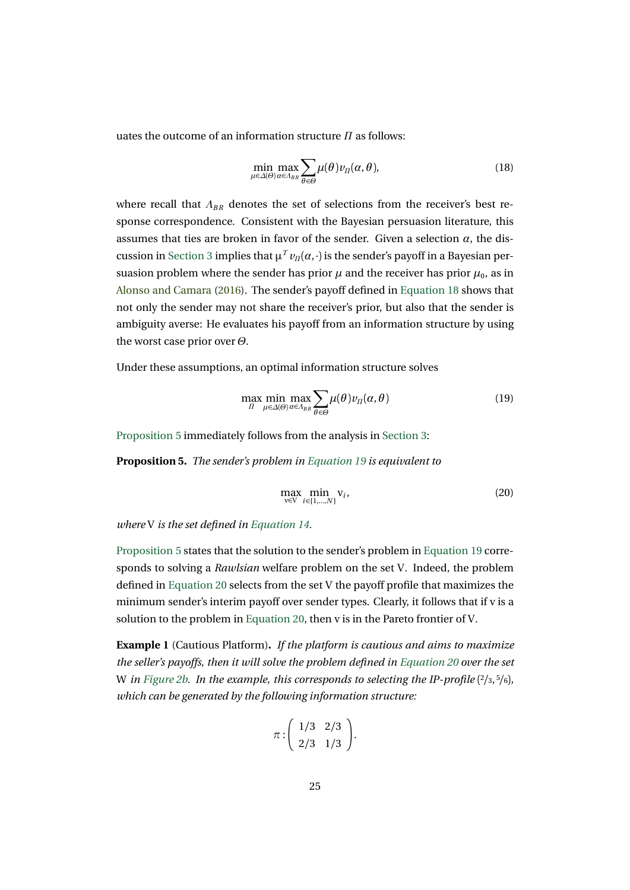uates the outcome of an information structure $\Pi$ as follows:

$$\min_{\mu\in\Delta(\Theta)} \max_{\alpha\in A_{BR}} \sum_{\theta\in\Theta} \mu(\theta) v_{\Pi}(\alpha,\theta), \tag{18}$$

where recall that $A_{BR}$ denotes the set of selections from the receiver's best response correspondence. Consistent with the Bayesian persuasion literature, this assumes that ties are broken in favor of the sender. Given a selection $\alpha$, the discussion in Section 3 implies that $\mu^T v_{\Pi}(\alpha,\cdot)$ is the sender's payoff in a Bayesian persuasion problem where the sender has prior $\mu$ and the receiver has prior $\mu_0$, as in Alonso and Camara (2016). The sender's payoff defined in Equation 18 shows that not only the sender may not share the receiver's prior, but also that the sender is ambiguity averse: He evaluates his payoff from an information structure by using the worst case prior over $\Theta$.

Under these assumptions, an optimal information structure solves

$$\max_{\Pi} \min_{\mu\in\Delta(\Theta)} \max_{\alpha\in A_{BR}} \sum_{\theta\in\Theta} \mu(\theta) v_{\Pi}(\alpha,\theta) \tag{19}$$

Proposition 5 immediately follows from the analysis in Section 3:

**Proposition 5.** *The sender's problem in Equation 19 is equivalent to*

$$\max_{\mathrm{v}\in\mathrm{V}} \min_{i\in\{1,\ldots,N\}} \mathrm{v}_i, \tag{20}$$

*where* V *is the set defined in Equation 14.*

Proposition 5 states that the solution to the sender's problem in Equation 19 corresponds to solving a *Rawlsian* welfare problem on the set V. Indeed, the problem defined in Equation 20 selects from the set V the payoff profile that maximizes the minimum sender's interim payoff over sender types. Clearly, it follows that if v is a solution to the problem in Equation 20, then v is in the Pareto frontier of V.

**Example 1** (Cautious Platform)**.** *If the platform is cautious and aims to maximize the seller's payoffs, then it will solve the problem defined in Equation 20 over the set* W *in Figure 2b. In the example, this corresponds to selecting the IP-profile* $(2/3, 5/6)$*, which can be generated by the following information structure:*

$$\pi : \begin{pmatrix} 1/3 & 2/3 \\ 2/3 & 1/3 \end{pmatrix}.$$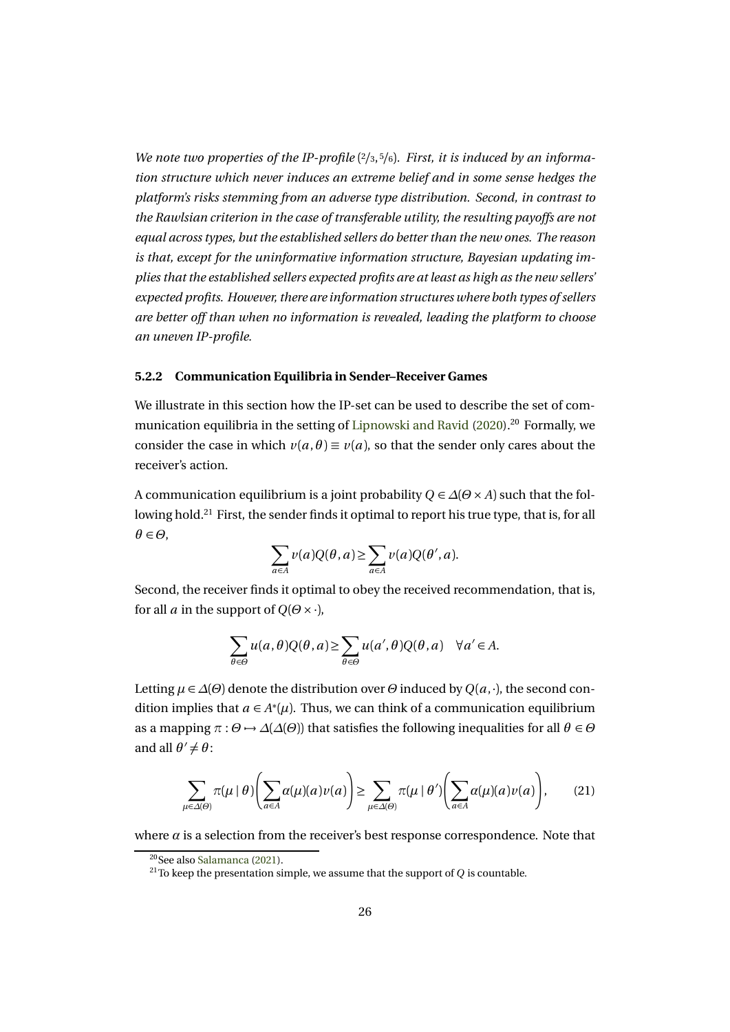*We note two properties of the IP-profile* $(2/3, 5/6)$. *First, it is induced by an information structure which never induces an extreme belief and in some sense hedges the platform's risks stemming from an adverse type distribution. Second, in contrast to the Rawlsian criterion in the case of transferable utility, the resulting payoffs are not equal across types, but the established sellers do better than the new ones. The reason is that, except for the uninformative information structure, Bayesian updating implies that the established sellers expected profits are at least as high as the new sellers' expected profits. However, there are information structures where both types of sellers are better off than when no information is revealed, leading the platform to choose an uneven IP-profile.*

### 5.2.2 Communication Equilibria in Sender–Receiver Games

We illustrate in this section how the IP-set can be used to describe the set of communication equilibria in the setting of Lipnowski and Ravid (2020).[20] Formally, we consider the case in which $v(a,\theta) \equiv v(a)$, so that the sender only cares about the receiver's action.

A communication equilibrium is a joint probability $Q \in \Delta(\Theta \times A)$ such that the following hold.[21] First, the sender finds it optimal to report his true type, that is, for all $\theta \in \Theta$,

$$\sum_{a \in A} v(a) Q(\theta, a) \geq \sum_{a \in A} v(a) Q(\theta', a).$$

Second, the receiver finds it optimal to obey the received recommendation, that is, for all $a$ in the support of $Q(\Theta \times \cdot)$,

$$\sum_{\theta \in \Theta} u(a,\theta) Q(\theta, a) \geq \sum_{\theta \in \Theta} u(a',\theta) Q(\theta, a) \quad \forall a' \in A.$$

Letting $\mu \in \Delta(\Theta)$ denote the distribution over $\Theta$ induced by $Q(a,\cdot)$, the second condition implies that $a \in A^*(\mu)$. Thus, we can think of a communication equilibrium as a mapping $\pi : \Theta \mapsto \Delta(\Delta(\Theta))$ that satisfies the following inequalities for all $\theta \in \Theta$ and all $\theta' \neq \theta$:

$$\sum_{\mu \in \Delta(\Theta)} \pi(\mu \mid \theta) \left( \sum_{a \in A} \alpha(\mu)(a) v(a) \right) \geq \sum_{\mu \in \Delta(\Theta)} \pi(\mu \mid \theta') \left( \sum_{a \in A} \alpha(\mu)(a) v(a) \right), \qquad (21)$$

where $\alpha$ is a selection from the receiver's best response correspondence. Note that

[20] See also Salamanca (2021).

[21] To keep the presentation simple, we assume that the support of $Q$ is countable.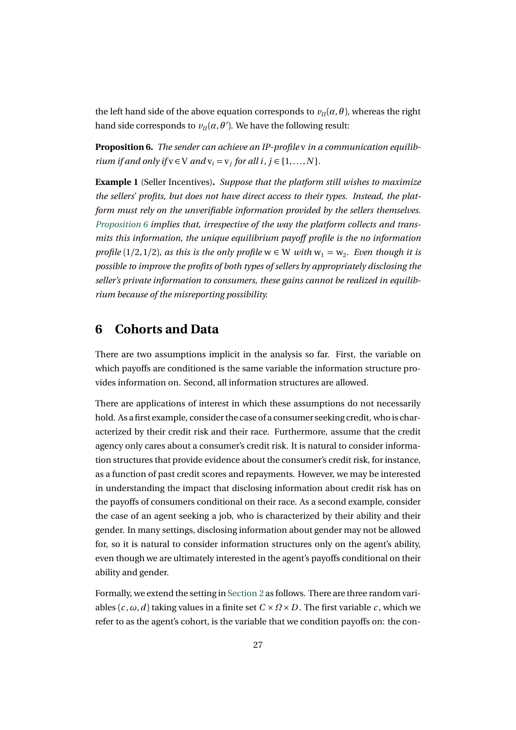the left hand side of the above equation corresponds to $v_{\Pi}(\alpha, \theta)$, whereas the right hand side corresponds to $v_{\Pi}(\alpha, \theta')$. We have the following result:

**Proposition 6.** *The sender can achieve an IP-profile* $\mathrm{v}$ *in a communication equilibrium if and only if* $\mathrm{v} \in \mathrm{V}$ *and* $\mathrm{v}_i = \mathrm{v}_j$ *for all* $i, j \in \{1, \ldots, N\}$.

**Example 1** (Seller Incentives)**.** *Suppose that the platform still wishes to maximize the sellers' profits, but does not have direct access to their types. Instead, the platform must rely on the unverifiable information provided by the sellers themselves. Proposition 6 implies that, irrespective of the way the platform collects and transmits this information, the unique equilibrium payoff profile is the no information profile* $(1/2, 1/2)$*, as this is the only profile* $\mathrm{w} \in \mathrm{W}$ *with* $\mathrm{w}_1 = \mathrm{w}_2$*. Even though it is possible to improve the profits of both types of sellers by appropriately disclosing the seller's private information to consumers, these gains cannot be realized in equilibrium because of the misreporting possibility.*

# 6 Cohorts and Data

There are two assumptions implicit in the analysis so far. First, the variable on which payoffs are conditioned is the same variable the information structure provides information on. Second, all information structures are allowed.

There are applications of interest in which these assumptions do not necessarily hold. As a first example, consider the case of a consumer seeking credit, who is characterized by their credit risk and their race. Furthermore, assume that the credit agency only cares about a consumer's credit risk. It is natural to consider information structures that provide evidence about the consumer's credit risk, for instance, as a function of past credit scores and repayments. However, we may be interested in understanding the impact that disclosing information about credit risk has on the payoffs of consumers conditional on their race. As a second example, consider the case of an agent seeking a job, who is characterized by their ability and their gender. In many settings, disclosing information about gender may not be allowed for, so it is natural to consider information structures only on the agent's ability, even though we are ultimately interested in the agent's payoffs conditional on their ability and gender.

Formally, we extend the setting in Section 2 as follows. There are three random variables $(c, \omega, d)$ taking values in a finite set $C \times \Omega \times D$. The first variable $c$, which we refer to as the agent's cohort, is the variable that we condition payoffs on: the con-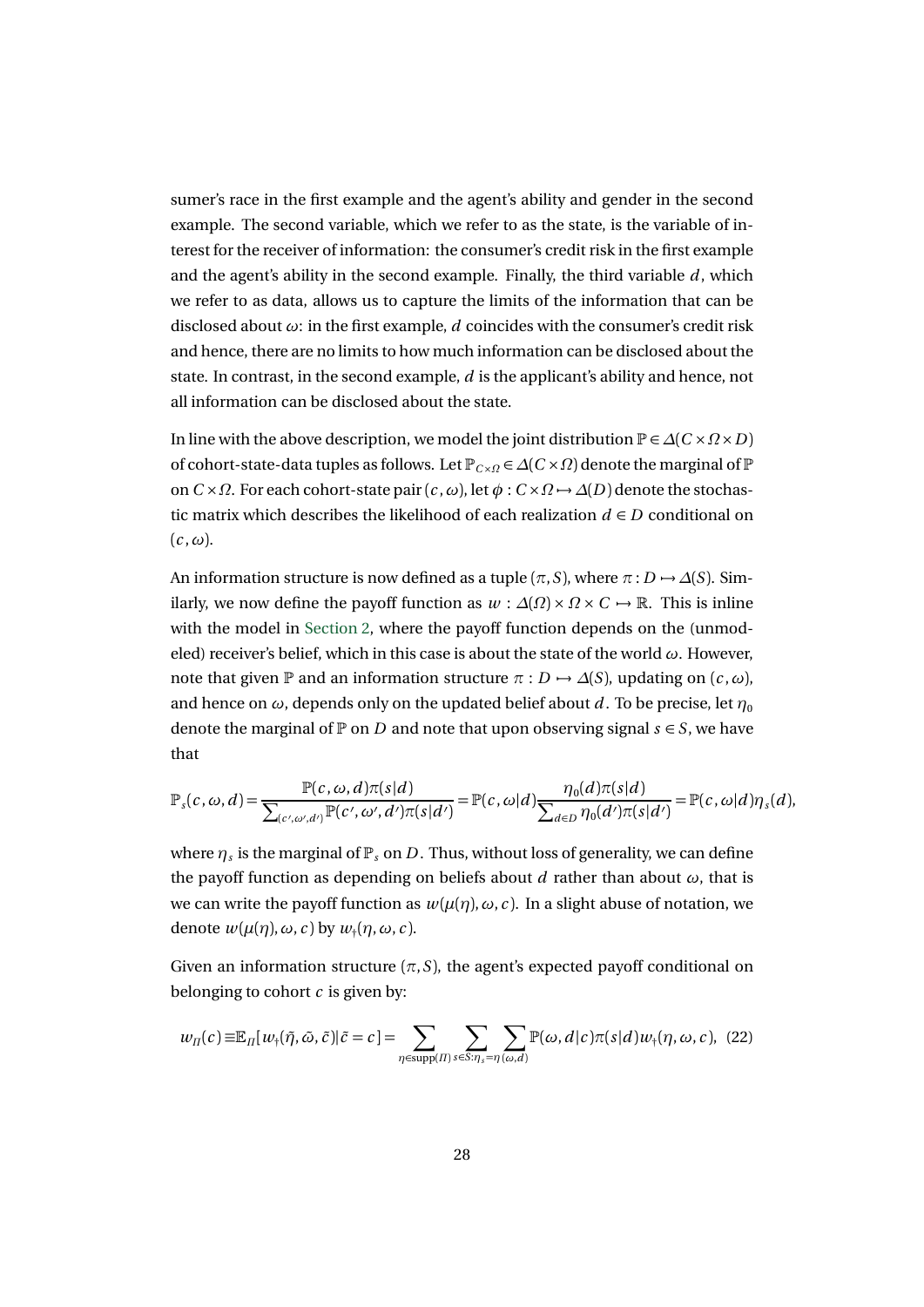sumer's race in the first example and the agent's ability and gender in the second example. The second variable, which we refer to as the state, is the variable of interest for the receiver of information: the consumer's credit risk in the first example and the agent's ability in the second example. Finally, the third variable $d$, which we refer to as data, allows us to capture the limits of the information that can be disclosed about $\omega$: in the first example, $d$ coincides with the consumer's credit risk and hence, there are no limits to how much information can be disclosed about the state. In contrast, in the second example, $d$ is the applicant's ability and hence, not all information can be disclosed about the state.

In line with the above description, we model the joint distribution $\mathbb{P} \in \Delta(C \times \Omega \times D)$ of cohort-state-data tuples as follows. Let $\mathbb{P}_{C\times\Omega} \in \Delta(C \times \Omega)$ denote the marginal of $\mathbb{P}$ on $C \times \Omega$. For each cohort-state pair $(c, \omega)$, let $\phi : C \times \Omega \mapsto \Delta(D)$ denote the stochastic matrix which describes the likelihood of each realization $d \in D$ conditional on $(c, \omega)$.

An information structure is now defined as a tuple $(\pi, S)$, where $\pi : D \mapsto \Delta(S)$. Similarly, we now define the payoff function as $w : \Delta(\Omega) \times \Omega \times C \mapsto \mathbb{R}$. This is inline with the model in Section 2, where the payoff function depends on the (unmodeled) receiver's belief, which in this case is about the state of the world $\omega$. However, note that given $\mathbb{P}$ and an information structure $\pi : D \mapsto \Delta(S)$, updating on $(c, \omega)$, and hence on $\omega$, depends only on the updated belief about $d$. To be precise, let $\eta_0$ denote the marginal of $\mathbb{P}$ on $D$ and note that upon observing signal $s \in S$, we have that

$$\mathbb{P}_s(c,\omega,d) = \frac{\mathbb{P}(c,\omega,d)\pi(s|d)}{\sum_{(c',\omega',d')}\mathbb{P}(c',\omega',d')\pi(s|d')} = \mathbb{P}(c,\omega|d)\frac{\eta_0(d)\pi(s|d)}{\sum_{d\in D}\eta_0(d')\pi(s|d')} = \mathbb{P}(c,\omega|d)\eta_s(d),$$

where $\eta_s$ is the marginal of $\mathbb{P}_s$ on $D$. Thus, without loss of generality, we can define the payoff function as depending on beliefs about $d$ rather than about $\omega$, that is we can write the payoff function as $w(\mu(\eta), \omega, c)$. In a slight abuse of notation, we denote $w(\mu(\eta), \omega, c)$ by $w_\dagger(\eta, \omega, c)$.

Given an information structure $(\pi, S)$, the agent's expected payoff conditional on belonging to cohort $c$ is given by:

$$w_\Pi(c) \equiv \mathbb{E}_\Pi[w_\dagger(\tilde{\eta}, \tilde{\omega}, \tilde{c})|\tilde{c} = c] = \sum_{\eta\in\text{supp}(\Pi)}\sum_{s\in S:\eta_s=\eta}\sum_{(\omega,d)}\mathbb{P}(\omega, d|c)\pi(s|d)w_\dagger(\eta,\omega,c), \quad (22)$$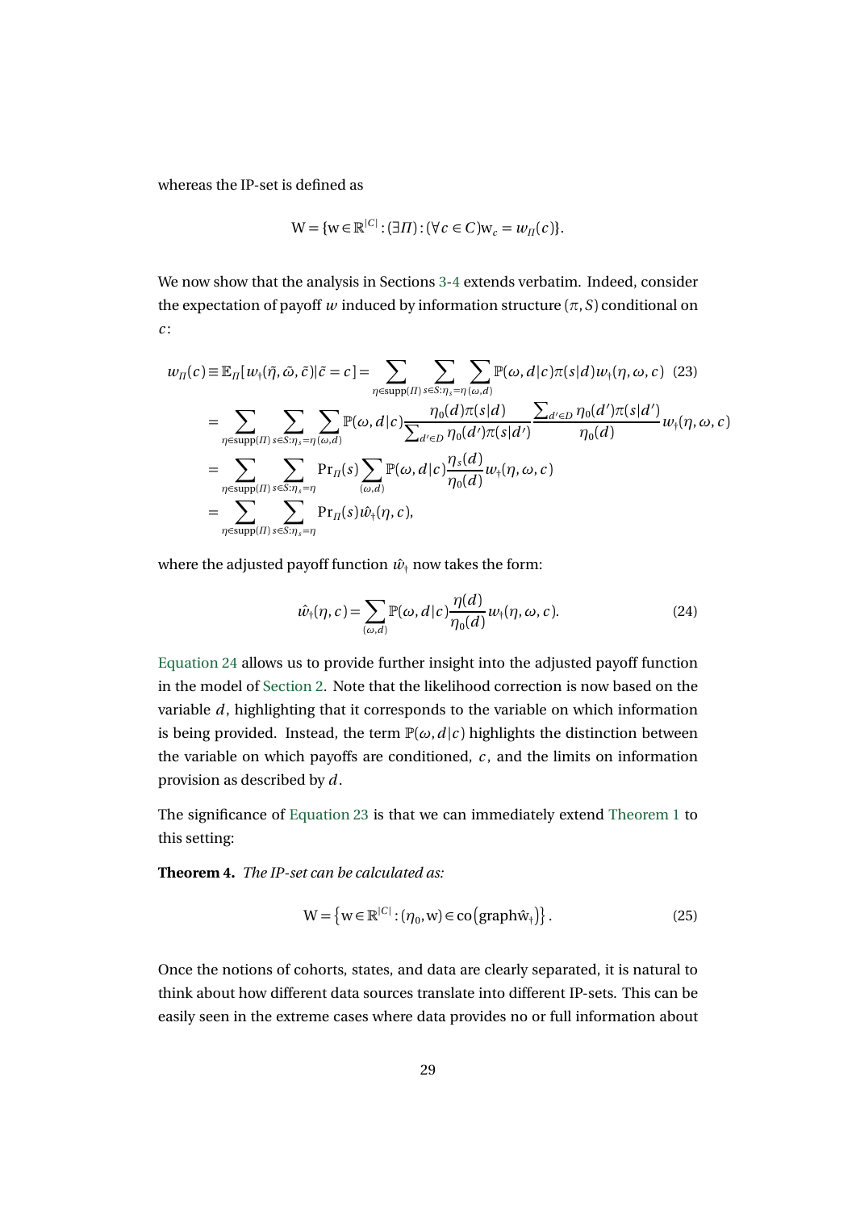whereas the IP-set is defined as

$$\mathrm{W} = \{\mathrm{w} \in \mathbb{R}^{|C|} : (\exists \mathit{\Pi}) : (\forall c \in C) \mathrm{w}_c = w_{\mathit{\Pi}}(c)\}.$$

We now show that the analysis in Sections 3-4 extends verbatim. Indeed, consider the expectation of payoff $w$ induced by information structure $(\pi, S)$ conditional on $c$:

$$
\begin{aligned}
w_{\mathit{\Pi}}(c) \equiv \mathbb{E}_{\mathit{\Pi}}[w_{\dagger}(\tilde{\eta}, \tilde{\omega}, \tilde{c}) | \tilde{c} = c] &= \sum_{\eta \in \mathrm{supp}(\mathit{\Pi})} \sum_{s \in S: \eta_s = \eta} \sum_{(\omega, d)} \mathbb{P}(\omega, d | c) \pi(s|d) w_{\dagger}(\eta, \omega, c) \quad (23) \\
&= \sum_{\eta \in \mathrm{supp}(\mathit{\Pi})} \sum_{s \in S: \eta_s = \eta} \sum_{(\omega, d)} \mathbb{P}(\omega, d | c) \frac{\eta_0(d)\pi(s|d)}{\sum_{d' \in D} \eta_0(d')\pi(s|d')} \frac{\sum_{d' \in D} \eta_0(d')\pi(s|d')}{\eta_0(d)} w_{\dagger}(\eta, \omega, c) \\
&= \sum_{\eta \in \mathrm{supp}(\mathit{\Pi})} \sum_{s \in S: \eta_s = \eta} \mathrm{Pr}_{\mathit{\Pi}}(s) \sum_{(\omega, d)} \mathbb{P}(\omega, d | c) \frac{\eta_s(d)}{\eta_0(d)} w_{\dagger}(\eta, \omega, c) \\
&= \sum_{\eta \in \mathrm{supp}(\mathit{\Pi})} \sum_{s \in S: \eta_s = \eta} \mathrm{Pr}_{\mathit{\Pi}}(s) \hat{w}_{\dagger}(\eta, c),
\end{aligned}
$$

where the adjusted payoff function $\hat{w}_{\dagger}$ now takes the form:

$$\hat{w}_{\dagger}(\eta, c) = \sum_{(\omega, d)} \mathbb{P}(\omega, d | c) \frac{\eta(d)}{\eta_0(d)} w_{\dagger}(\eta, \omega, c). \tag{24}$$

Equation 24 allows us to provide further insight into the adjusted payoff function in the model of Section 2. Note that the likelihood correction is now based on the variable $d$, highlighting that it corresponds to the variable on which information is being provided. Instead, the term $\mathbb{P}(\omega, d | c)$ highlights the distinction between the variable on which payoffs are conditioned, $c$, and the limits on information provision as described by $d$.

The significance of Equation 23 is that we can immediately extend Theorem 1 to this setting:

**Theorem 4.** *The IP-set can be calculated as:*

$$\mathrm{W} = \left\{ \mathrm{w} \in \mathbb{R}^{|C|} : (\eta_0, \mathrm{w}) \in \mathrm{co}\left(\mathrm{graph} \hat{\mathrm{w}}_{\dagger}\right) \right\}. \tag{25}$$

Once the notions of cohorts, states, and data are clearly separated, it is natural to think about how different data sources translate into different IP-sets. This can be easily seen in the extreme cases where data provides no or full information about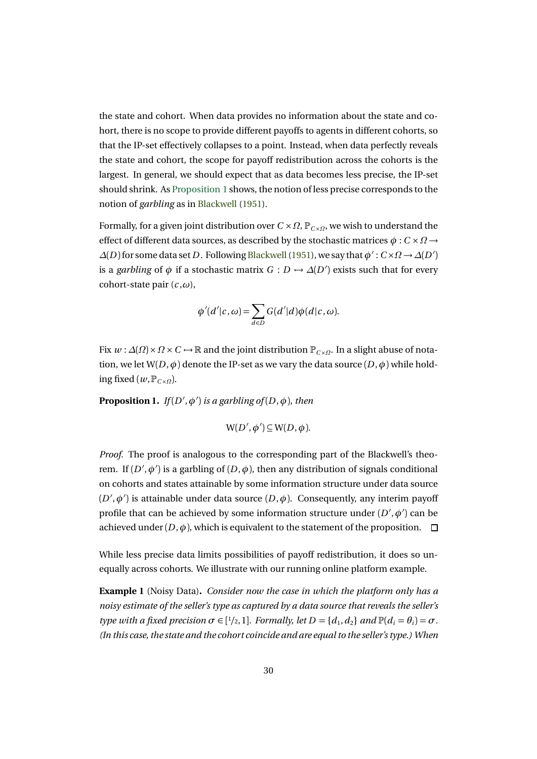the state and cohort. When data provides no information about the state and cohort, there is no scope to provide different payoffs to agents in different cohorts, so that the IP-set effectively collapses to a point. Instead, when data perfectly reveals the state and cohort, the scope for payoff redistribution across the cohorts is the largest. In general, we should expect that as data becomes less precise, the IP-set should shrink. As Proposition 1 shows, the notion of less precise corresponds to the notion of *garbling* as in Blackwell (1951).

Formally, for a given joint distribution over $C \times \Omega$, $\mathbb{P}_{C\times\Omega}$, we wish to understand the effect of different data sources, as described by the stochastic matrices $\phi : C \times \Omega \to \Delta(D)$ for some data set $D$. Following Blackwell (1951), we say that $\phi' : C \times \Omega \to \Delta(D')$ is a *garbling* of $\phi$ if a stochastic matrix $G : D \mapsto \Delta(D')$ exists such that for every cohort-state pair $(c, \omega)$,

$$\phi'(d'|c,\omega) = \sum_{d \in D} G(d'|d)\phi(d|c,\omega).$$

Fix $w : \Delta(\Omega) \times \Omega \times C \mapsto \mathbb{R}$ and the joint distribution $\mathbb{P}_{C\times\Omega}$. In a slight abuse of notation, we let $\mathrm{W}(D,\phi)$ denote the IP-set as we vary the data source $(D,\phi)$ while holding fixed $(w, \mathbb{P}_{C\times\Omega})$.

**Proposition 1.** *If* $(D',\phi')$ *is a garbling of* $(D,\phi)$*, then*

$$\mathrm{W}(D',\phi') \subseteq \mathrm{W}(D,\phi).$$

*Proof.* The proof is analogous to the corresponding part of the Blackwell's theorem. If $(D',\phi')$ is a garbling of $(D,\phi)$, then any distribution of signals conditional on cohorts and states attainable by some information structure under data source $(D',\phi')$ is attainable under data source $(D,\phi)$. Consequently, any interim payoff profile that can be achieved by some information structure under $(D',\phi')$ can be achieved under $(D,\phi)$, which is equivalent to the statement of the proposition. □

While less precise data limits possibilities of payoff redistribution, it does so unequally across cohorts. We illustrate with our running online platform example.

**Example 1** (Noisy Data)**.** *Consider now the case in which the platform only has a noisy estimate of the seller's type as captured by a data source that reveals the seller's type with a fixed precision* $\sigma \in [1/2, 1]$*. Formally, let* $D = \{d_1, d_2\}$ *and* $\mathbb{P}(d_i = \theta_i) = \sigma$*. (In this case, the state and the cohort coincide and are equal to the seller's type.) When*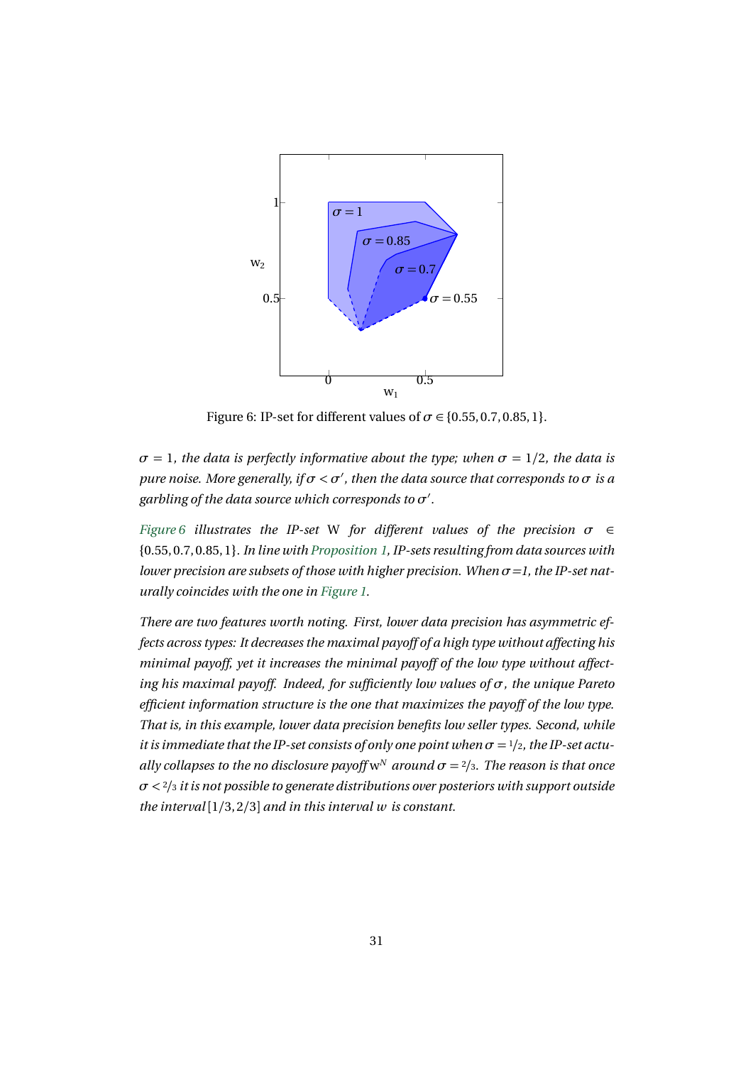Figure 6: IP-set for different values of $\sigma \in \{0.55, 0.7, 0.85, 1\}$.

*$\sigma = 1$, the data is perfectly informative about the type; when $\sigma = 1/2$, the data is pure noise. More generally, if $\sigma < \sigma'$, then the data source that corresponds to $\sigma$ is a garbling of the data source which corresponds to $\sigma'$.*

*Figure 6 illustrates the IP-set W for different values of the precision $\sigma \in \{0.55, 0.7, 0.85, 1\}$. In line with Proposition 1, IP-sets resulting from data sources with lower precision are subsets of those with higher precision. When $\sigma$=1, the IP-set naturally coincides with the one in Figure 1.*

*There are two features worth noting. First, lower data precision has asymmetric effects across types: It decreases the maximal payoff of a high type without affecting his minimal payoff, yet it increases the minimal payoff of the low type without affecting his maximal payoff. Indeed, for sufficiently low values of $\sigma$, the unique Pareto efficient information structure is the one that maximizes the payoff of the low type. That is, in this example, lower data precision benefits low seller types. Second, while it is immediate that the IP-set consists of only one point when $\sigma = 1/2$, the IP-set actually collapses to the no disclosure payoff $\mathrm{w}^N$ around $\sigma = 2/3$. The reason is that once $\sigma < 2/3$ it is not possible to generate distributions over posteriors with support outside the interval $[1/3, 2/3]$ and in this interval $w$ is constant.*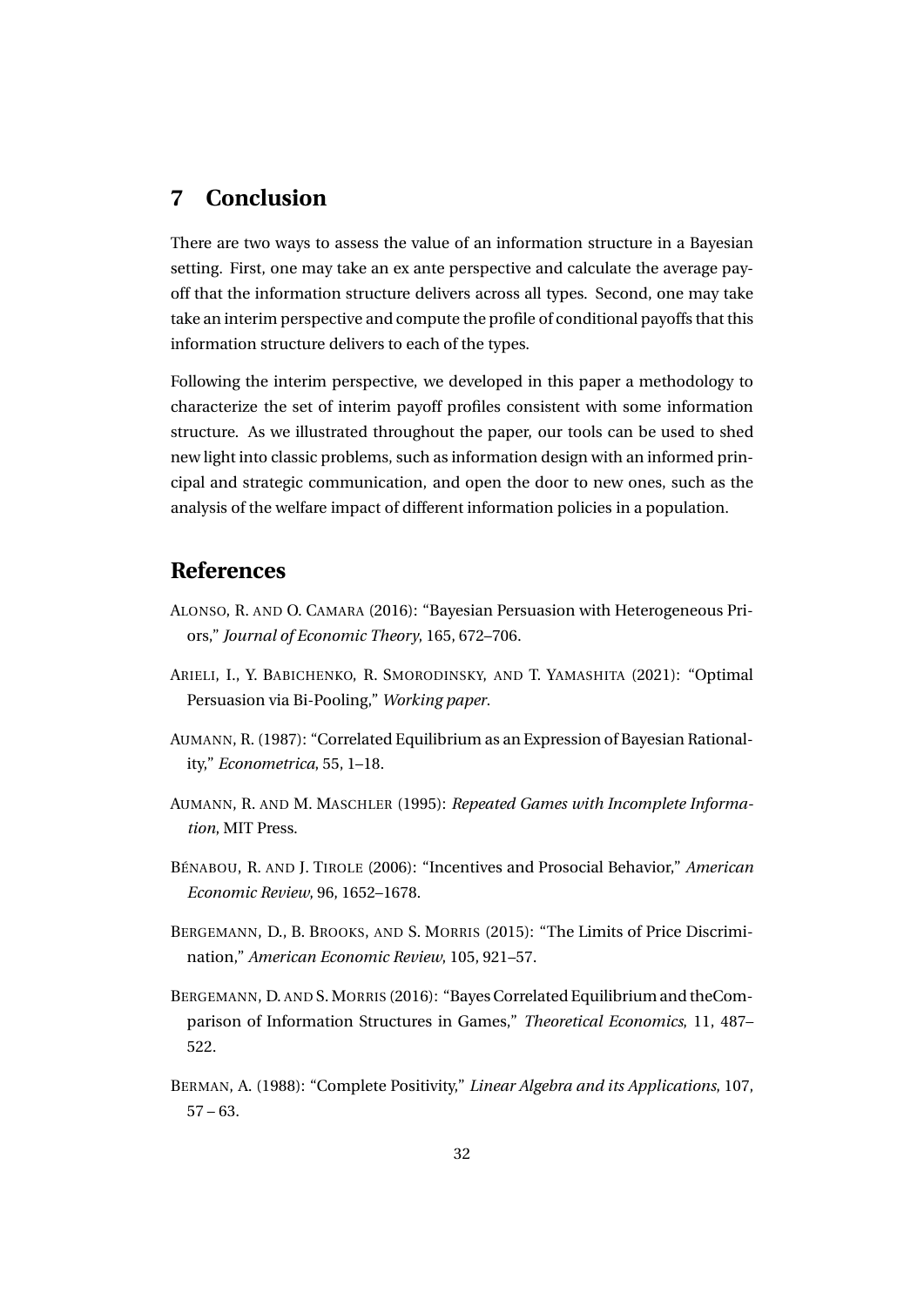## 7 Conclusion

There are two ways to assess the value of an information structure in a Bayesian setting. First, one may take an ex ante perspective and calculate the average payoff that the information structure delivers across all types. Second, one may take take an interim perspective and compute the profile of conditional payoffs that this information structure delivers to each of the types.

Following the interim perspective, we developed in this paper a methodology to characterize the set of interim payoff profiles consistent with some information structure. As we illustrated throughout the paper, our tools can be used to shed new light into classic problems, such as information design with an informed principal and strategic communication, and open the door to new ones, such as the analysis of the welfare impact of different information policies in a population.

## References

ALONSO, R. AND O. CAMARA (2016): "Bayesian Persuasion with Heterogeneous Priors," *Journal of Economic Theory*, 165, 672–706.

ARIELI, I., Y. BABICHENKO, R. SMORODINSKY, AND T. YAMASHITA (2021): "Optimal Persuasion via Bi-Pooling," *Working paper*.

AUMANN, R. (1987): "Correlated Equilibrium as an Expression of Bayesian Rationality," *Econometrica*, 55, 1–18.

AUMANN, R. AND M. MASCHLER (1995): *Repeated Games with Incomplete Information*, MIT Press.

BÉNABOU, R. AND J. TIROLE (2006): "Incentives and Prosocial Behavior," *American Economic Review*, 96, 1652–1678.

BERGEMANN, D., B. BROOKS, AND S. MORRIS (2015): "The Limits of Price Discrimination," *American Economic Review*, 105, 921–57.

BERGEMANN, D. AND S. MORRIS (2016): "Bayes Correlated Equilibrium and theComparison of Information Structures in Games," *Theoretical Economics*, 11, 487–522.

BERMAN, A. (1988): "Complete Positivity," *Linear Algebra and its Applications*, 107, 57 – 63.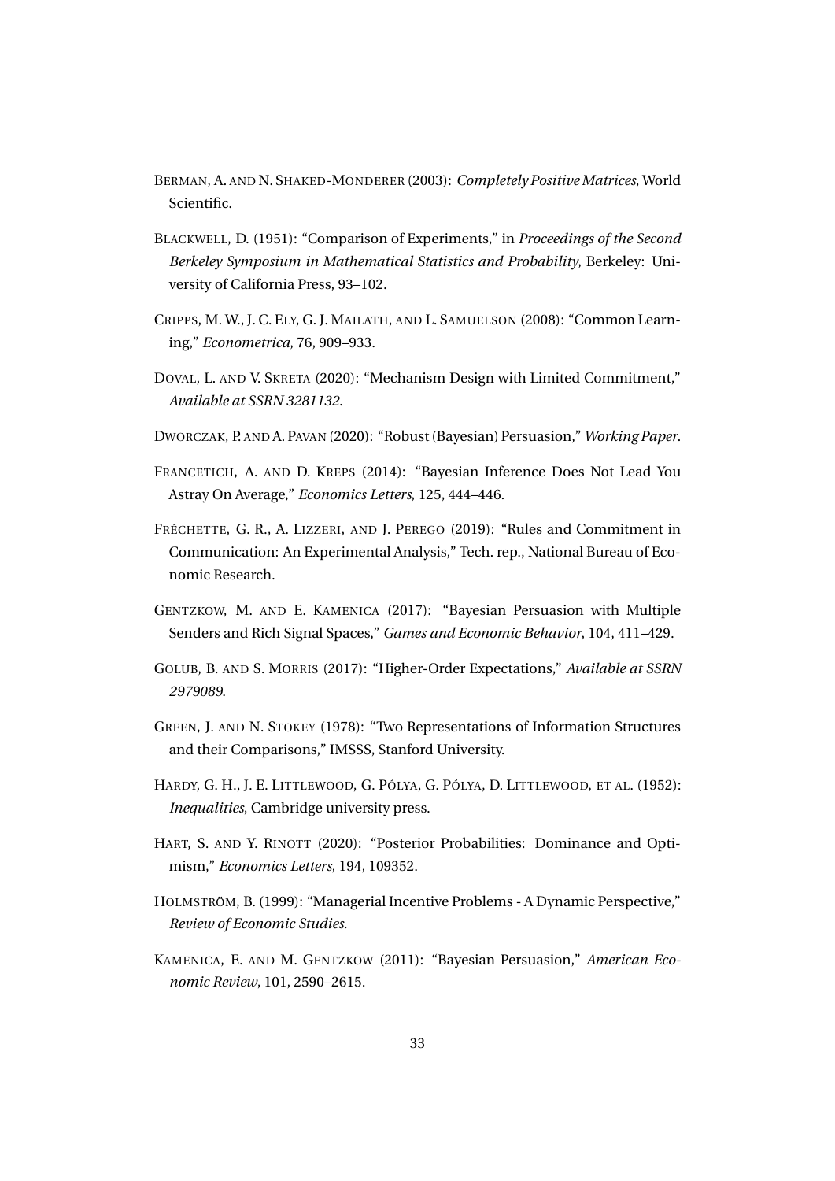BERMAN, A. AND N. SHAKED-MONDERER (2003): *Completely Positive Matrices*, World Scientific.

BLACKWELL, D. (1951): "Comparison of Experiments," in *Proceedings of the Second Berkeley Symposium in Mathematical Statistics and Probability*, Berkeley: University of California Press, 93–102.

CRIPPS, M. W., J. C. ELY, G. J. MAILATH, AND L. SAMUELSON (2008): "Common Learning," *Econometrica*, 76, 909–933.

DOVAL, L. AND V. SKRETA (2020): "Mechanism Design with Limited Commitment," *Available at SSRN 3281132*.

DWORCZAK, P. AND A. PAVAN (2020): "Robust (Bayesian) Persuasion," *Working Paper*.

FRANCETICH, A. AND D. KREPS (2014): "Bayesian Inference Does Not Lead You Astray On Average," *Economics Letters*, 125, 444–446.

FRÉCHETTE, G. R., A. LIZZERI, AND J. PEREGO (2019): "Rules and Commitment in Communication: An Experimental Analysis," Tech. rep., National Bureau of Economic Research.

GENTZKOW, M. AND E. KAMENICA (2017): "Bayesian Persuasion with Multiple Senders and Rich Signal Spaces," *Games and Economic Behavior*, 104, 411–429.

GOLUB, B. AND S. MORRIS (2017): "Higher-Order Expectations," *Available at SSRN 2979089*.

GREEN, J. AND N. STOKEY (1978): "Two Representations of Information Structures and their Comparisons," IMSSS, Stanford University.

HARDY, G. H., J. E. LITTLEWOOD, G. PÓLYA, G. PÓLYA, D. LITTLEWOOD, ET AL. (1952): *Inequalities*, Cambridge university press.

HART, S. AND Y. RINOTT (2020): "Posterior Probabilities: Dominance and Optimism," *Economics Letters*, 194, 109352.

HOLMSTRÖM, B. (1999): "Managerial Incentive Problems - A Dynamic Perspective," *Review of Economic Studies*.

KAMENICA, E. AND M. GENTZKOW (2011): "Bayesian Persuasion," *American Economic Review*, 101, 2590–2615.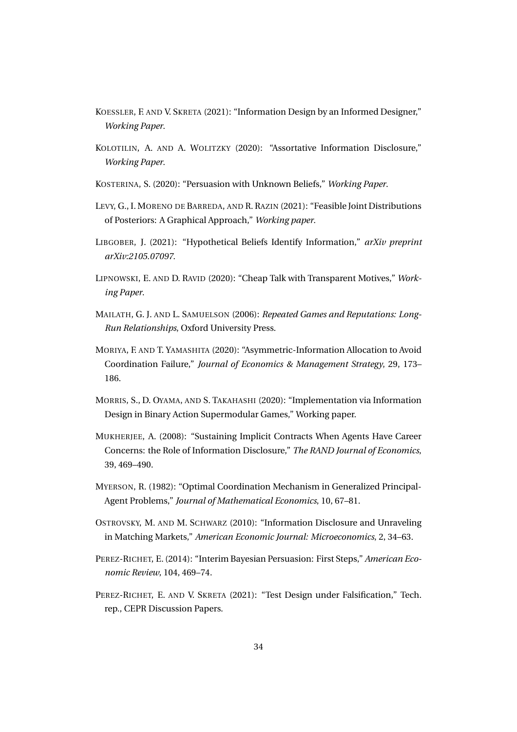KOESSLER, F. AND V. SKRETA (2021): "Information Design by an Informed Designer," *Working Paper*.

KOLOTILIN, A. AND A. WOLITZKY (2020): "Assortative Information Disclosure," *Working Paper*.

KOSTERINA, S. (2020): "Persuasion with Unknown Beliefs," *Working Paper*.

LEVY, G., I. MORENO DE BARREDA, AND R. RAZIN (2021): "Feasible Joint Distributions of Posteriors: A Graphical Approach," *Working paper.*

LIBGOBER, J. (2021): "Hypothetical Beliefs Identify Information," *arXiv preprint arXiv:2105.07097.*

LIPNOWSKI, E. AND D. RAVID (2020): "Cheap Talk with Transparent Motives," *Working Paper*.

MAILATH, G. J. AND L. SAMUELSON (2006): *Repeated Games and Reputations: Long-Run Relationships*, Oxford University Press.

MORIYA, F. AND T. YAMASHITA (2020): "Asymmetric-Information Allocation to Avoid Coordination Failure," *Journal of Economics & Management Strategy*, 29, 173–186.

MORRIS, S., D. OYAMA, AND S. TAKAHASHI (2020): "Implementation via Information Design in Binary Action Supermodular Games," Working paper.

MUKHERJEE, A. (2008): "Sustaining Implicit Contracts When Agents Have Career Concerns: the Role of Information Disclosure," *The RAND Journal of Economics*, 39, 469–490.

MYERSON, R. (1982): "Optimal Coordination Mechanism in Generalized Principal-Agent Problems," *Journal of Mathematical Economics*, 10, 67–81.

OSTROVSKY, M. AND M. SCHWARZ (2010): "Information Disclosure and Unraveling in Matching Markets," *American Economic Journal: Microeconomics*, 2, 34–63.

PEREZ-RICHET, E. (2014): "Interim Bayesian Persuasion: First Steps," *American Economic Review*, 104, 469–74.

PEREZ-RICHET, E. AND V. SKRETA (2021): "Test Design under Falsification," Tech. rep., CEPR Discussion Papers.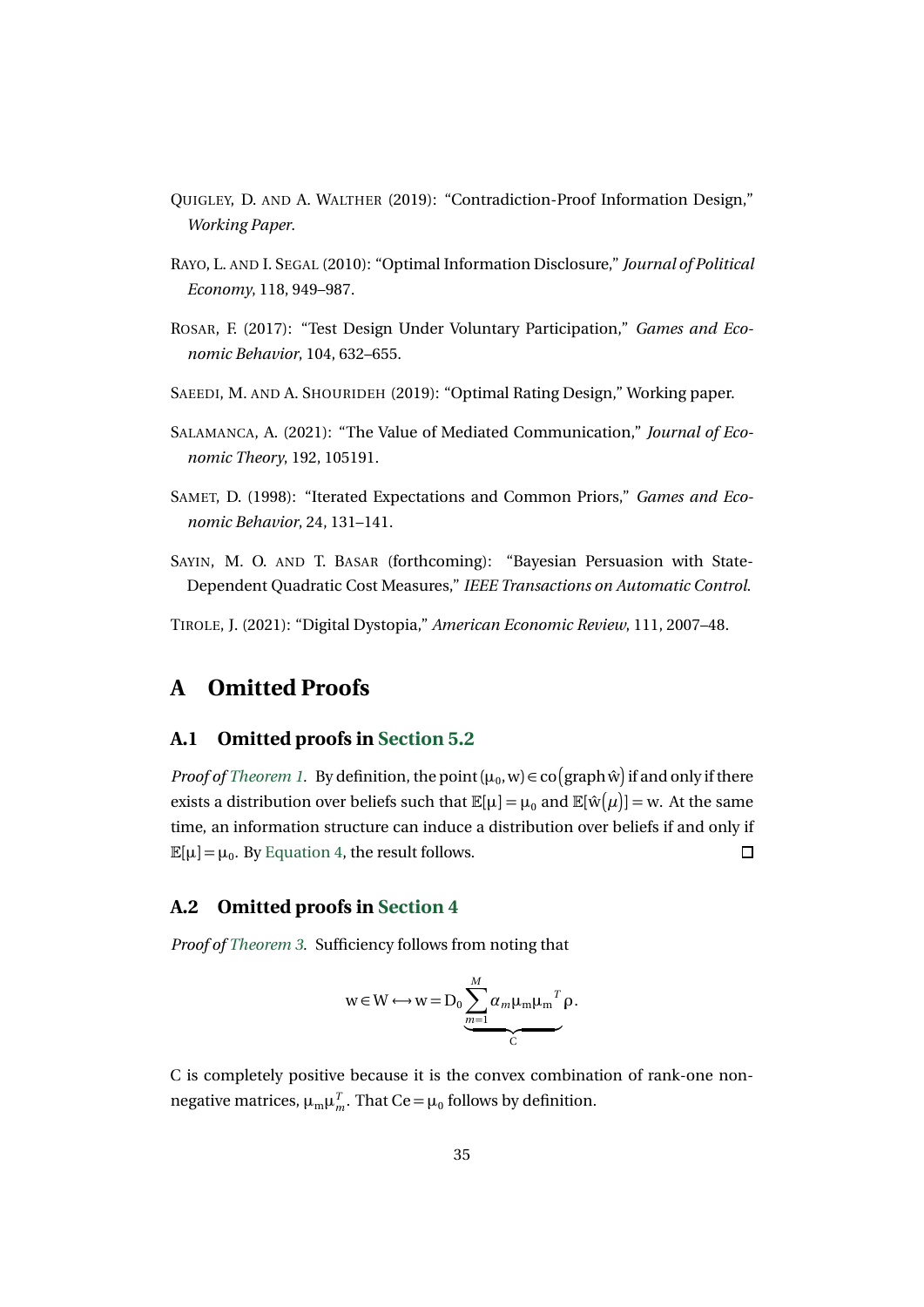Quigley, D. and A. Walther (2019): "Contradiction-Proof Information Design," *Working Paper*.

Rayo, L. and I. Segal (2010): "Optimal Information Disclosure," *Journal of Political Economy*, 118, 949–987.

Rosar, F. (2017): "Test Design Under Voluntary Participation," *Games and Economic Behavior*, 104, 632–655.

Saeedi, M. and A. Shourideh (2019): "Optimal Rating Design," Working paper.

Salamanca, A. (2021): "The Value of Mediated Communication," *Journal of Economic Theory*, 192, 105191.

Samet, D. (1998): "Iterated Expectations and Common Priors," *Games and Economic Behavior*, 24, 131–141.

Sayin, M. O. and T. Basar (forthcoming): "Bayesian Persuasion with State-Dependent Quadratic Cost Measures," *IEEE Transactions on Automatic Control*.

Tirole, J. (2021): "Digital Dystopia," *American Economic Review*, 111, 2007–48.

# A Omitted Proofs

## A.1 Omitted proofs in Section 5.2

*Proof of Theorem 1.* By definition, the point $(\mu_0, w) \in \operatorname{co}(\operatorname{graph} \hat{w})$ if and only if there exists a distribution over beliefs such that $\mathbb{E}[\mu] = \mu_0$ and $\mathbb{E}[\hat{w}(\mu)] = w$. At the same time, an information structure can induce a distribution over beliefs if and only if $\mathbb{E}[\mu] = \mu_0$. By Equation 4, the result follows. □

## A.2 Omitted proofs in Section 4

*Proof of Theorem 3.* Sufficiency follows from noting that

$$w \in W \longleftrightarrow w = D_0 \underbrace{\sum_{m=1}^{M} \alpha_m \mu_m {\mu_m}^T}_{C} \rho.$$

C is completely positive because it is the convex combination of rank-one nonnegative matrices, $\mu_m \mu_m^T$. That $Ce = \mu_0$ follows by definition.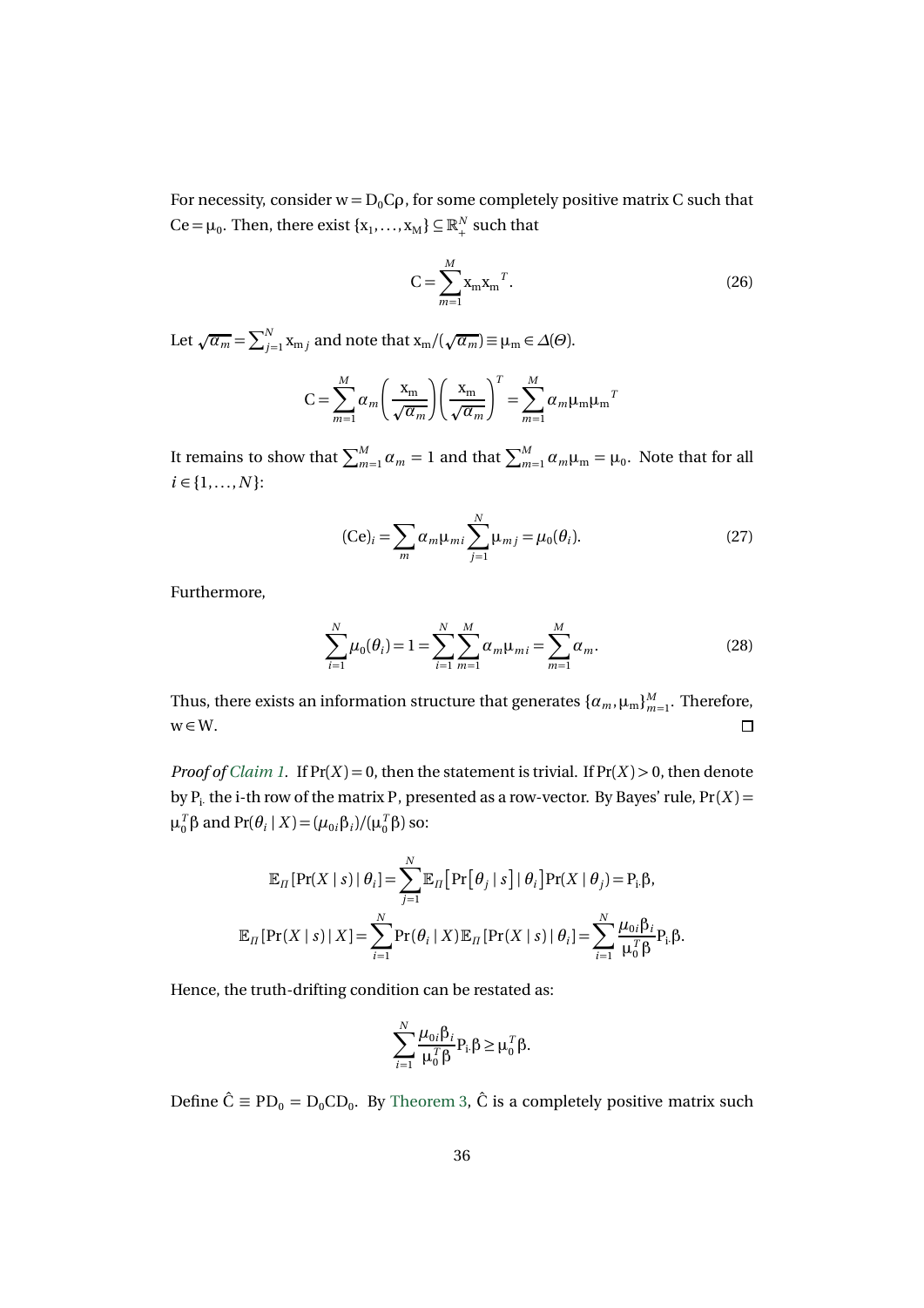For necessity, consider $\mathrm{w} = \mathrm{D}_0\mathrm{C}\rho$, for some completely positive matrix C such that $\mathrm{Ce} = \mu_0$. Then, there exist $\{\mathrm{x}_1, \ldots, \mathrm{x}_\mathrm{M}\} \subseteq \mathbb{R}^N_+$ such that

$$\mathrm{C} = \sum_{m=1}^{M} \mathrm{x_m x_m}^T. \tag{26}$$

Let $\sqrt{\alpha_m} = \sum_{j=1}^{N} \mathrm{x}_{mj}$ and note that $\mathrm{x_m}/(\sqrt{\alpha_m}) \equiv \mu_\mathrm{m} \in \Delta(\Theta)$.

$$\mathrm{C} = \sum_{m=1}^{M} \alpha_m \left(\frac{\mathrm{x_m}}{\sqrt{\alpha_m}}\right)\left(\frac{\mathrm{x_m}}{\sqrt{\alpha_m}}\right)^T = \sum_{m=1}^{M} \alpha_m \mu_\mathrm{m} \mu_\mathrm{m}{}^T$$

It remains to show that $\sum_{m=1}^{M} \alpha_m = 1$ and that $\sum_{m=1}^{M} \alpha_m \mu_\mathrm{m} = \mu_0$. Note that for all $i \in \{1, \ldots, N\}$:

$$(\mathrm{Ce})_i = \sum_m \alpha_m \mu_{mi} \sum_{j=1}^{N} \mu_{mj} = \mu_0(\theta_i). \tag{27}$$

Furthermore,

$$\sum_{i=1}^{N} \mu_0(\theta_i) = 1 = \sum_{i=1}^{N} \sum_{m=1}^{M} \alpha_m \mu_{mi} = \sum_{m=1}^{M} \alpha_m. \tag{28}$$

Thus, there exists an information structure that generates $\{\alpha_m, \mu_\mathrm{m}\}_{m=1}^{M}$. Therefore, $\mathrm{w} \in \mathrm{W}$. □

*Proof of Claim 1.* If $\Pr(X) = 0$, then the statement is trivial. If $\Pr(X) > 0$, then denote by $\mathrm{P}_{\mathrm{i}\cdot}$ the i-th row of the matrix P, presented as a row-vector. By Bayes' rule, $\Pr(X) = \mu_0^T \beta$ and $\Pr(\theta_i \mid X) = (\mu_{0i}\beta_i)/(\mu_0^T\beta)$ so:

$$\mathbb{E}_\Pi[\Pr(X \mid s) \mid \theta_i] = \sum_{j=1}^{N} \mathbb{E}_\Pi\left[\Pr\left[\theta_j \mid s\right] \mid \theta_i\right] \Pr(X \mid \theta_j) = \mathrm{P}_{\mathrm{i}\cdot}\beta,$$

$$\mathbb{E}_\Pi[\Pr(X \mid s) \mid X] = \sum_{i=1}^{N} \Pr(\theta_i \mid X)\mathbb{E}_\Pi[\Pr(X \mid s) \mid \theta_i] = \sum_{i=1}^{N} \frac{\mu_{0i}\beta_i}{\mu_0^T\beta} \mathrm{P}_{\mathrm{i}\cdot}\beta.$$

Hence, the truth-drifting condition can be restated as:

$$\sum_{i=1}^{N} \frac{\mu_{0i}\beta_i}{\mu_0^T\beta} \mathrm{P}_{\mathrm{i}\cdot}\beta \geq \mu_0^T\beta.$$

Define $\hat{\mathrm{C}} \equiv \mathrm{PD}_0 = \mathrm{D}_0\mathrm{CD}_0$. By Theorem 3, $\hat{\mathrm{C}}$ is a completely positive matrix such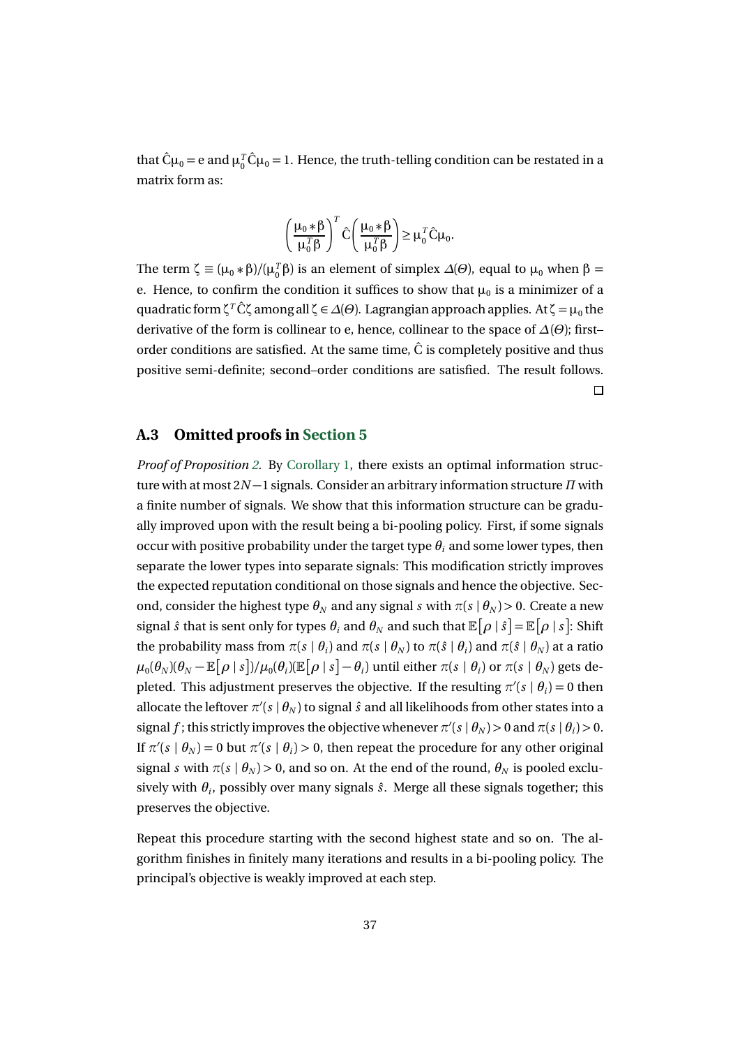that $\hat{C}\mu_0 = e$ and $\mu_0^T \hat{C}\mu_0 = 1$. Hence, the truth-telling condition can be restated in a matrix form as:

$$\left(\frac{\mu_0 * \beta}{\mu_0^T \beta}\right)^T \hat{C}\left(\frac{\mu_0 * \beta}{\mu_0^T \beta}\right) \geq \mu_0^T \hat{C}\mu_0.$$

The term $\zeta \equiv (\mu_0 * \beta)/(\mu_0^T \beta)$ is an element of simplex $\Delta(\Theta)$, equal to $\mu_0$ when $\beta = e$. Hence, to confirm the condition it suffices to show that $\mu_0$ is a minimizer of a quadratic form $\zeta^T \hat{C}\zeta$ among all $\zeta \in \Delta(\Theta)$. Lagrangian approach applies. At $\zeta = \mu_0$ the derivative of the form is collinear to e, hence, collinear to the space of $\Delta(\Theta)$; first–order conditions are satisfied. At the same time, $\hat{C}$ is completely positive and thus positive semi-definite; second–order conditions are satisfied. The result follows. □

## A.3 Omitted proofs in Section 5

*Proof of Proposition 2.* By Corollary 1, there exists an optimal information structure with at most $2N-1$ signals. Consider an arbitrary information structure $\Pi$ with a finite number of signals. We show that this information structure can be gradually improved upon with the result being a bi-pooling policy. First, if some signals occur with positive probability under the target type $\theta_i$ and some lower types, then separate the lower types into separate signals: This modification strictly improves the expected reputation conditional on those signals and hence the objective. Second, consider the highest type $\theta_N$ and any signal $s$ with $\pi(s \mid \theta_N) > 0$. Create a new signal $\hat{s}$ that is sent only for types $\theta_i$ and $\theta_N$ and such that $\mathbb{E}[\rho \mid \hat{s}] = \mathbb{E}[\rho \mid s]$: Shift the probability mass from $\pi(s \mid \theta_i)$ and $\pi(s \mid \theta_N)$ to $\pi(\hat{s} \mid \theta_i)$ and $\pi(\hat{s} \mid \theta_N)$ at a ratio $\mu_0(\theta_N)(\theta_N - \mathbb{E}[\rho \mid s])/\mu_0(\theta_i)(\mathbb{E}[\rho \mid s] - \theta_i)$ until either $\pi(s \mid \theta_i)$ or $\pi(s \mid \theta_N)$ gets depleted. This adjustment preserves the objective. If the resulting $\pi'(s \mid \theta_i) = 0$ then allocate the leftover $\pi'(s \mid \theta_N)$ to signal $\hat{s}$ and all likelihoods from other states into a signal $f$; this strictly improves the objective whenever $\pi'(s \mid \theta_N) > 0$ and $\pi(s \mid \theta_i) > 0$. If $\pi'(s \mid \theta_N) = 0$ but $\pi'(s \mid \theta_i) > 0$, then repeat the procedure for any other original signal $s$ with $\pi(s \mid \theta_N) > 0$, and so on. At the end of the round, $\theta_N$ is pooled exclusively with $\theta_i$, possibly over many signals $\hat{s}$. Merge all these signals together; this preserves the objective.

Repeat this procedure starting with the second highest state and so on. The algorithm finishes in finitely many iterations and results in a bi-pooling policy. The principal's objective is weakly improved at each step.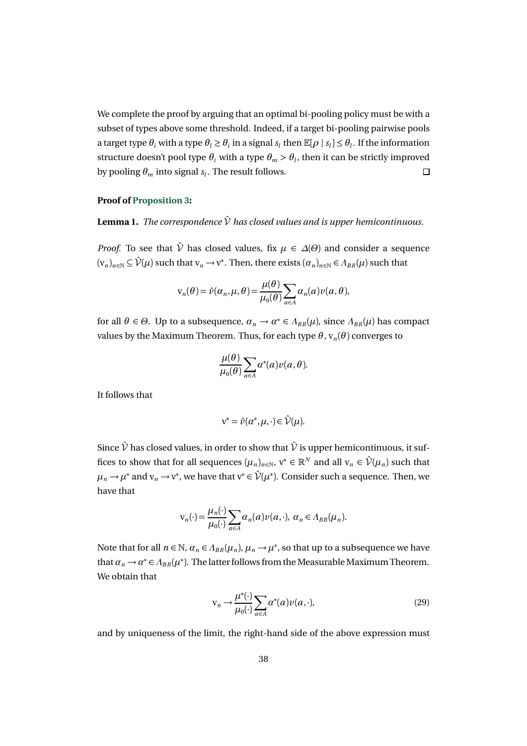We complete the proof by arguing that an optimal bi-pooling policy must be with a subset of types above some threshold. Indeed, if a target bi-pooling pairwise pools a target type $\theta_i$ with a type $\theta_l \geq \theta_i$ in a signal $s_l$ then $\mathbb{E}[\rho \mid s_l] \leq \theta_l$. If the information structure doesn't pool type $\theta_i$ with a type $\theta_m > \theta_l$, then it can be strictly improved by pooling $\theta_m$ into signal $s_l$. The result follows. □

**Proof of Proposition 3:**

**Lemma 1.** *The correspondence $\hat{\mathcal{V}}$ has closed values and is upper hemicontinuous.*

*Proof.* To see that $\hat{\mathcal{V}}$ has closed values, fix $\mu \in \Delta(\Theta)$ and consider a sequence $(\mathrm{v}_n)_{n\in\mathbb{N}} \subseteq \hat{\mathcal{V}}(\mu)$ such that $\mathrm{v}_n \to \mathrm{v}^*$. Then, there exists $(\alpha_n)_{n\in\mathbb{N}} \in \Lambda_{BR}(\mu)$ such that

$$\mathrm{v}_n(\theta) = \hat{v}(\alpha_n, \mu, \theta) = \frac{\mu(\theta)}{\mu_0(\theta)} \sum_{a\in A} \alpha_n(a) v(a, \theta),$$

for all $\theta \in \Theta$. Up to a subsequence, $\alpha_n \to \alpha^* \in \Lambda_{BR}(\mu)$, since $\Lambda_{BR}(\mu)$ has compact values by the Maximum Theorem. Thus, for each type $\theta$, $\mathrm{v}_n(\theta)$ converges to

$$\frac{\mu(\theta)}{\mu_0(\theta)} \sum_{a\in A} \alpha^*(a) v(a, \theta).$$

It follows that

$$\mathrm{v}^* = \hat{v}(\alpha^*, \mu, \cdot) \in \hat{\mathcal{V}}(\mu).$$

Since $\hat{\mathcal{V}}$ has closed values, in order to show that $\hat{\mathcal{V}}$ is upper hemicontinuous, it suffices to show that for all sequences $(\mu_n)_{n\in\mathbb{N}}$, $\mathrm{v}^* \in \mathbb{R}^N$ and all $\mathrm{v}_n \in \hat{\mathcal{V}}(\mu_n)$ such that $\mu_n \to \mu^*$ and $\mathrm{v}_n \to \mathrm{v}^*$, we have that $\mathrm{v}^* \in \hat{\mathcal{V}}(\mu^*)$. Consider such a sequence. Then, we have that

$$\mathrm{v}_n(\cdot) = \frac{\mu_n(\cdot)}{\mu_0(\cdot)} \sum_{a\in A} \alpha_n(a) v(a, \cdot),\ \alpha_n \in \Lambda_{BR}(\mu_n).$$

Note that for all $n \in \mathbb{N}$, $\alpha_n \in \Lambda_{BR}(\mu_n)$, $\mu_n \to \mu^*$, so that up to a subsequence we have that $\alpha_n \to \alpha^* \in \Lambda_{BR}(\mu^*)$. The latter follows from the Measurable Maximum Theorem. We obtain that

$$\mathrm{v}_n \to \frac{\mu^*(\cdot)}{\mu_0(\cdot)} \sum_{a\in A} \alpha^*(a) v(a, \cdot), \tag{29}$$

and by uniqueness of the limit, the right-hand side of the above expression must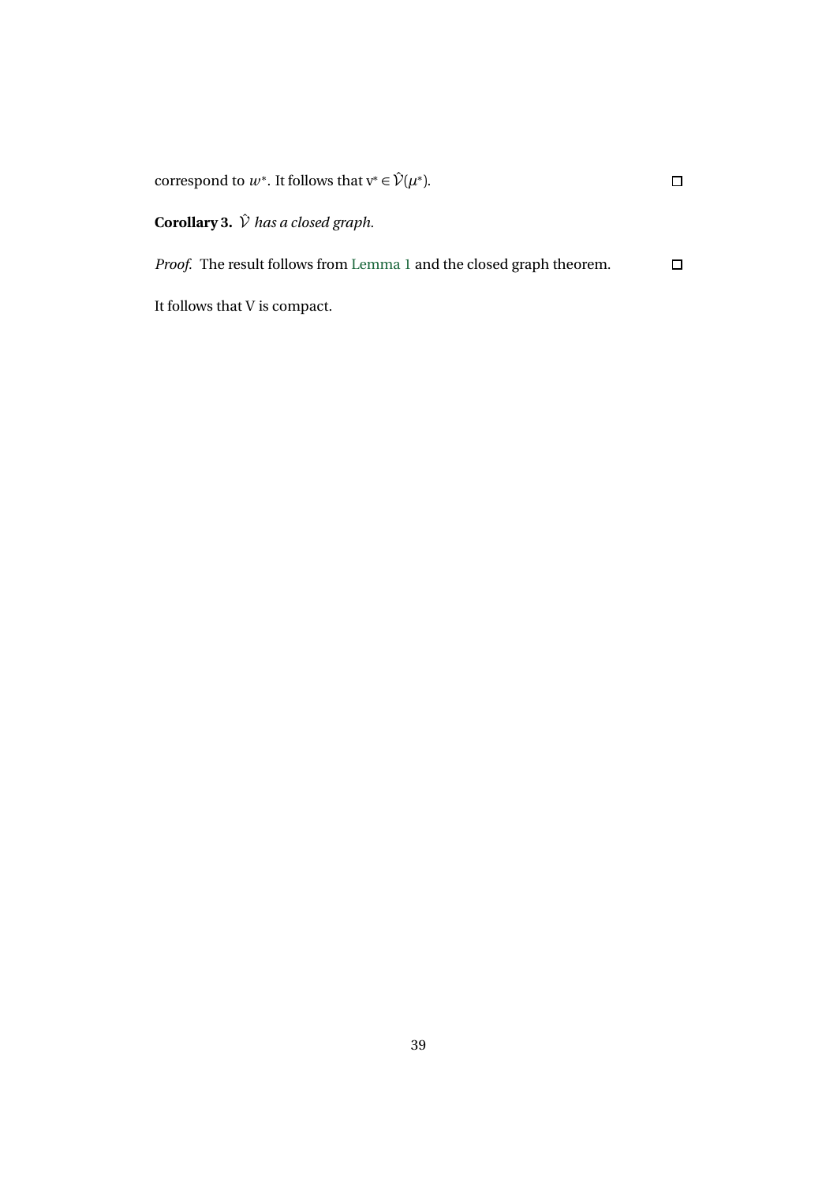correspond to $w^*$. It follows that $\mathrm{v}^* \in \hat{\mathcal{V}}(\mu^*)$. □

**Corollary 3.** *$\hat{\mathcal{V}}$ has a closed graph.*

*Proof.* The result follows from Lemma 1 and the closed graph theorem. □

It follows that V is compact.